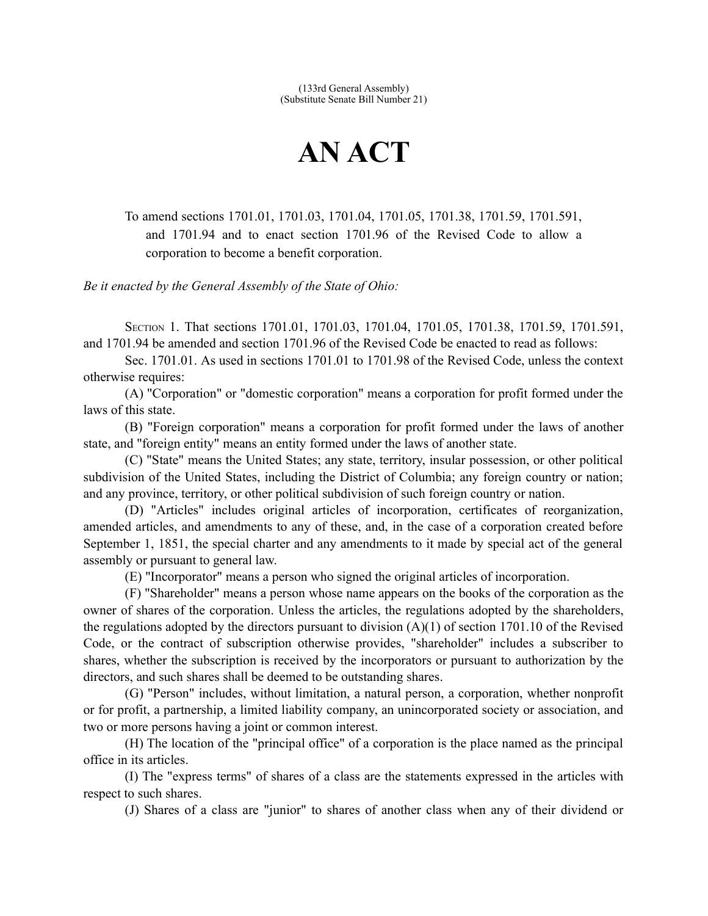(133rd General Assembly)
(Substitute Senate Bill Number 21)

# AN ACT

To amend sections 1701.01, 1701.03, 1701.04, 1701.05, 1701.38, 1701.59, 1701.591, and 1701.94 and to enact section 1701.96 of the Revised Code to allow a corporation to become a benefit corporation.

*Be it enacted by the General Assembly of the State of Ohio:*

SECTION 1. That sections 1701.01, 1701.03, 1701.04, 1701.05, 1701.38, 1701.59, 1701.591, and 1701.94 be amended and section 1701.96 of the Revised Code be enacted to read as follows:

Sec. 1701.01. As used in sections 1701.01 to 1701.98 of the Revised Code, unless the context otherwise requires:

(A) "Corporation" or "domestic corporation" means a corporation for profit formed under the laws of this state.

(B) "Foreign corporation" means a corporation for profit formed under the laws of another state, and "foreign entity" means an entity formed under the laws of another state.

(C) "State" means the United States; any state, territory, insular possession, or other political subdivision of the United States, including the District of Columbia; any foreign country or nation; and any province, territory, or other political subdivision of such foreign country or nation.

(D) "Articles" includes original articles of incorporation, certificates of reorganization, amended articles, and amendments to any of these, and, in the case of a corporation created before September 1, 1851, the special charter and any amendments to it made by special act of the general assembly or pursuant to general law.

(E) "Incorporator" means a person who signed the original articles of incorporation.

(F) "Shareholder" means a person whose name appears on the books of the corporation as the owner of shares of the corporation. Unless the articles, the regulations adopted by the shareholders, the regulations adopted by the directors pursuant to division (A)(1) of section 1701.10 of the Revised Code, or the contract of subscription otherwise provides, "shareholder" includes a subscriber to shares, whether the subscription is received by the incorporators or pursuant to authorization by the directors, and such shares shall be deemed to be outstanding shares.

(G) "Person" includes, without limitation, a natural person, a corporation, whether nonprofit or for profit, a partnership, a limited liability company, an unincorporated society or association, and two or more persons having a joint or common interest.

(H) The location of the "principal office" of a corporation is the place named as the principal office in its articles.

(I) The "express terms" of shares of a class are the statements expressed in the articles with respect to such shares.

(J) Shares of a class are "junior" to shares of another class when any of their dividend or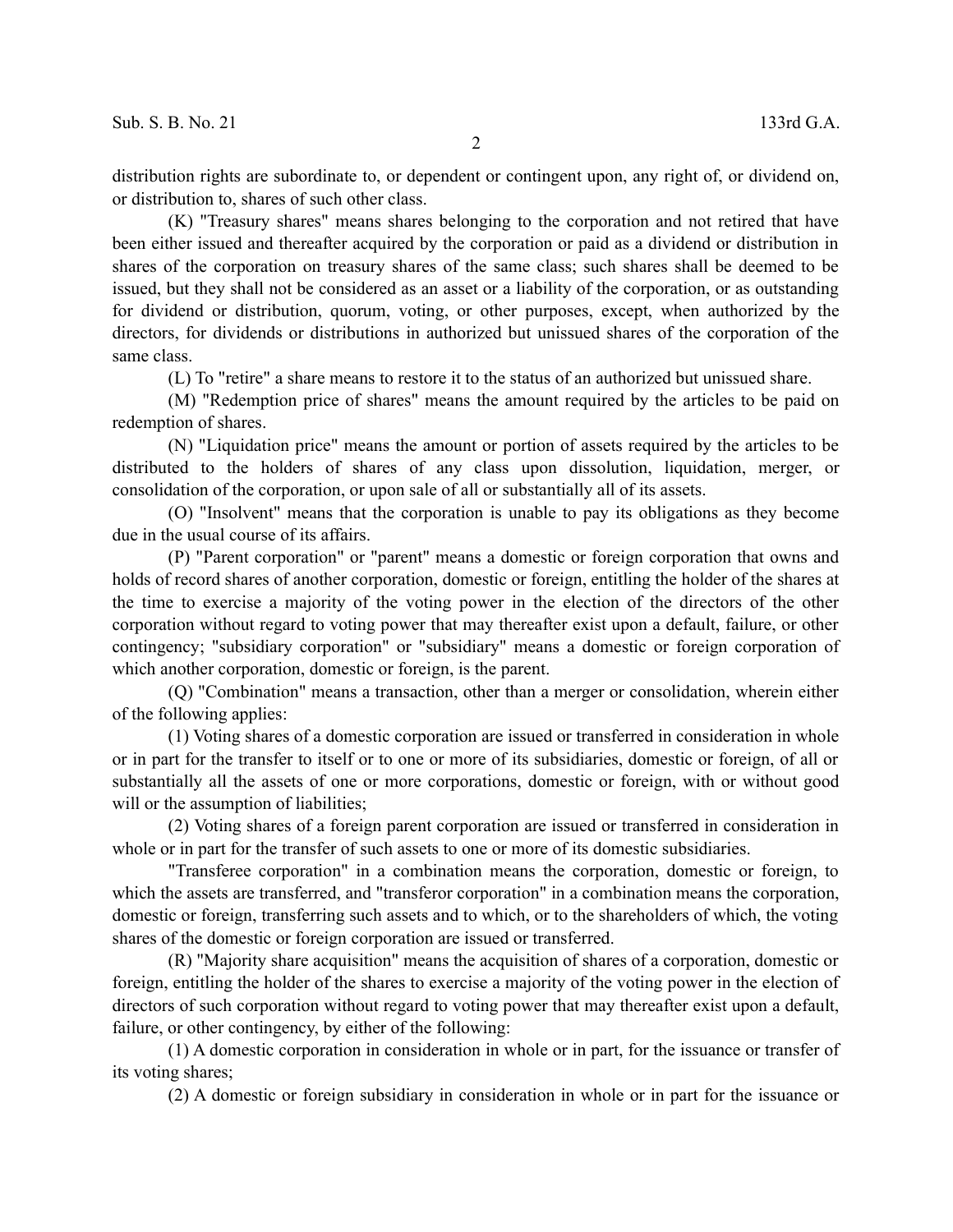distribution rights are subordinate to, or dependent or contingent upon, any right of, or dividend on, or distribution to, shares of such other class.

(K) "Treasury shares" means shares belonging to the corporation and not retired that have been either issued and thereafter acquired by the corporation or paid as a dividend or distribution in shares of the corporation on treasury shares of the same class; such shares shall be deemed to be issued, but they shall not be considered as an asset or a liability of the corporation, or as outstanding for dividend or distribution, quorum, voting, or other purposes, except, when authorized by the directors, for dividends or distributions in authorized but unissued shares of the corporation of the same class.

(L) To "retire" a share means to restore it to the status of an authorized but unissued share.

(M) "Redemption price of shares" means the amount required by the articles to be paid on redemption of shares.

(N) "Liquidation price" means the amount or portion of assets required by the articles to be distributed to the holders of shares of any class upon dissolution, liquidation, merger, or consolidation of the corporation, or upon sale of all or substantially all of its assets.

(O) "Insolvent" means that the corporation is unable to pay its obligations as they become due in the usual course of its affairs.

(P) "Parent corporation" or "parent" means a domestic or foreign corporation that owns and holds of record shares of another corporation, domestic or foreign, entitling the holder of the shares at the time to exercise a majority of the voting power in the election of the directors of the other corporation without regard to voting power that may thereafter exist upon a default, failure, or other contingency; "subsidiary corporation" or "subsidiary" means a domestic or foreign corporation of which another corporation, domestic or foreign, is the parent.

(Q) "Combination" means a transaction, other than a merger or consolidation, wherein either of the following applies:

(1) Voting shares of a domestic corporation are issued or transferred in consideration in whole or in part for the transfer to itself or to one or more of its subsidiaries, domestic or foreign, of all or substantially all the assets of one or more corporations, domestic or foreign, with or without good will or the assumption of liabilities;

(2) Voting shares of a foreign parent corporation are issued or transferred in consideration in whole or in part for the transfer of such assets to one or more of its domestic subsidiaries.

"Transferee corporation" in a combination means the corporation, domestic or foreign, to which the assets are transferred, and "transferor corporation" in a combination means the corporation, domestic or foreign, transferring such assets and to which, or to the shareholders of which, the voting shares of the domestic or foreign corporation are issued or transferred.

(R) "Majority share acquisition" means the acquisition of shares of a corporation, domestic or foreign, entitling the holder of the shares to exercise a majority of the voting power in the election of directors of such corporation without regard to voting power that may thereafter exist upon a default, failure, or other contingency, by either of the following:

(1) A domestic corporation in consideration in whole or in part, for the issuance or transfer of its voting shares;

(2) A domestic or foreign subsidiary in consideration in whole or in part for the issuance or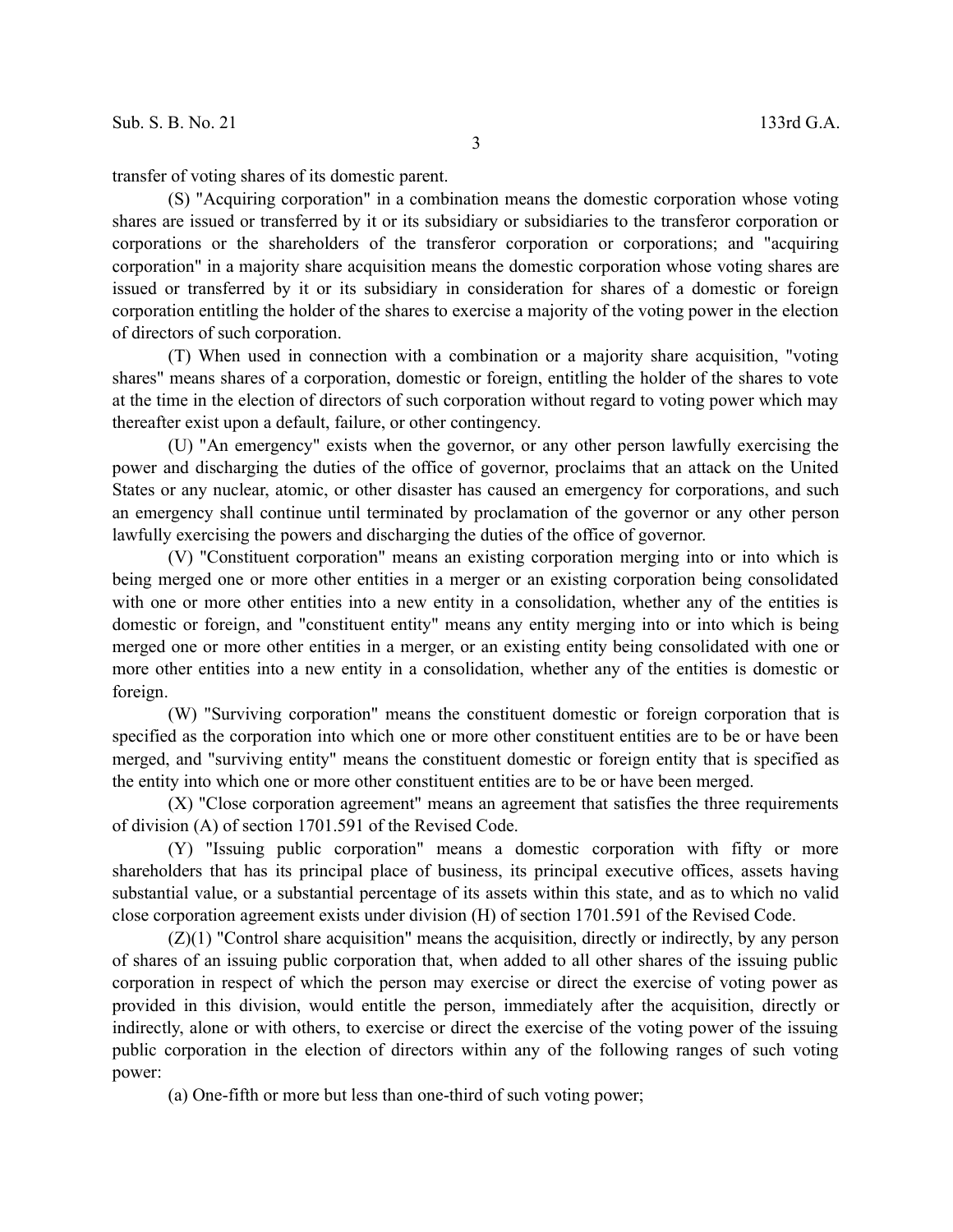transfer of voting shares of its domestic parent.

(S) "Acquiring corporation" in a combination means the domestic corporation whose voting shares are issued or transferred by it or its subsidiary or subsidiaries to the transferor corporation or corporations or the shareholders of the transferor corporation or corporations; and "acquiring corporation" in a majority share acquisition means the domestic corporation whose voting shares are issued or transferred by it or its subsidiary in consideration for shares of a domestic or foreign corporation entitling the holder of the shares to exercise a majority of the voting power in the election of directors of such corporation.

(T) When used in connection with a combination or a majority share acquisition, "voting shares" means shares of a corporation, domestic or foreign, entitling the holder of the shares to vote at the time in the election of directors of such corporation without regard to voting power which may thereafter exist upon a default, failure, or other contingency.

(U) "An emergency" exists when the governor, or any other person lawfully exercising the power and discharging the duties of the office of governor, proclaims that an attack on the United States or any nuclear, atomic, or other disaster has caused an emergency for corporations, and such an emergency shall continue until terminated by proclamation of the governor or any other person lawfully exercising the powers and discharging the duties of the office of governor.

(V) "Constituent corporation" means an existing corporation merging into or into which is being merged one or more other entities in a merger or an existing corporation being consolidated with one or more other entities into a new entity in a consolidation, whether any of the entities is domestic or foreign, and "constituent entity" means any entity merging into or into which is being merged one or more other entities in a merger, or an existing entity being consolidated with one or more other entities into a new entity in a consolidation, whether any of the entities is domestic or foreign.

(W) "Surviving corporation" means the constituent domestic or foreign corporation that is specified as the corporation into which one or more other constituent entities are to be or have been merged, and "surviving entity" means the constituent domestic or foreign entity that is specified as the entity into which one or more other constituent entities are to be or have been merged.

(X) "Close corporation agreement" means an agreement that satisfies the three requirements of division (A) of section 1701.591 of the Revised Code.

(Y) "Issuing public corporation" means a domestic corporation with fifty or more shareholders that has its principal place of business, its principal executive offices, assets having substantial value, or a substantial percentage of its assets within this state, and as to which no valid close corporation agreement exists under division (H) of section 1701.591 of the Revised Code.

(Z)(1) "Control share acquisition" means the acquisition, directly or indirectly, by any person of shares of an issuing public corporation that, when added to all other shares of the issuing public corporation in respect of which the person may exercise or direct the exercise of voting power as provided in this division, would entitle the person, immediately after the acquisition, directly or indirectly, alone or with others, to exercise or direct the exercise of the voting power of the issuing public corporation in the election of directors within any of the following ranges of such voting power:

(a) One-fifth or more but less than one-third of such voting power;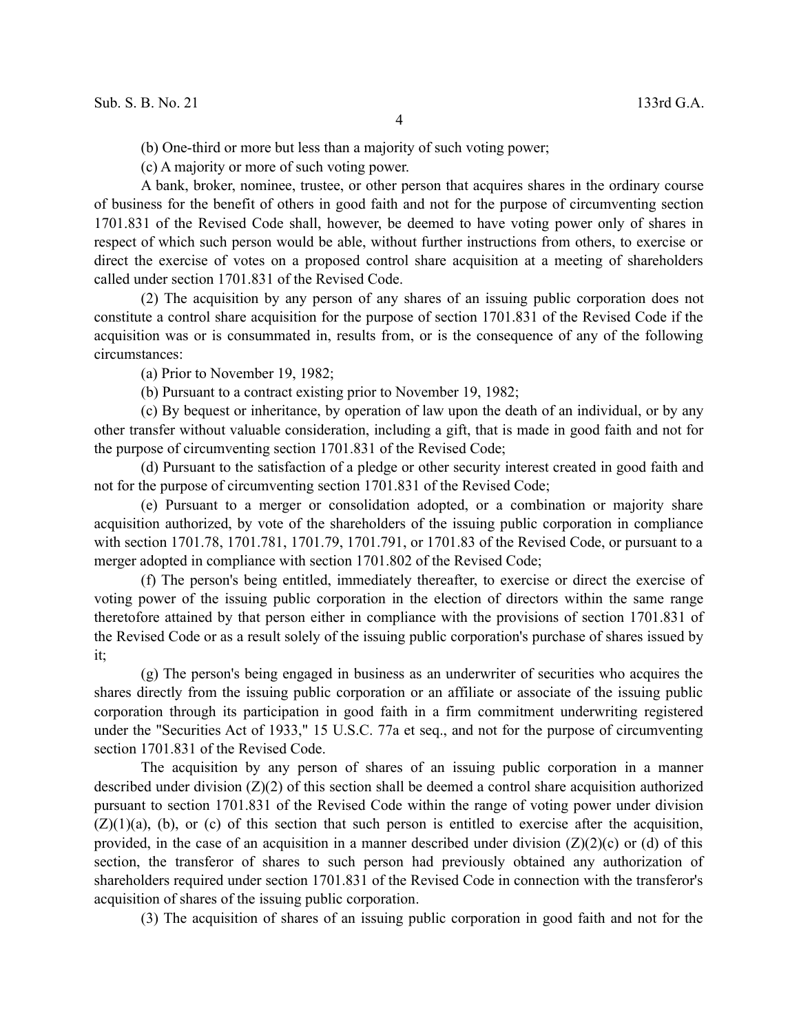(b) One-third or more but less than a majority of such voting power;

(c) A majority or more of such voting power.

A bank, broker, nominee, trustee, or other person that acquires shares in the ordinary course of business for the benefit of others in good faith and not for the purpose of circumventing section 1701.831 of the Revised Code shall, however, be deemed to have voting power only of shares in respect of which such person would be able, without further instructions from others, to exercise or direct the exercise of votes on a proposed control share acquisition at a meeting of shareholders called under section 1701.831 of the Revised Code.

(2) The acquisition by any person of any shares of an issuing public corporation does not constitute a control share acquisition for the purpose of section 1701.831 of the Revised Code if the acquisition was or is consummated in, results from, or is the consequence of any of the following circumstances:

(a) Prior to November 19, 1982;

(b) Pursuant to a contract existing prior to November 19, 1982;

(c) By bequest or inheritance, by operation of law upon the death of an individual, or by any other transfer without valuable consideration, including a gift, that is made in good faith and not for the purpose of circumventing section 1701.831 of the Revised Code;

(d) Pursuant to the satisfaction of a pledge or other security interest created in good faith and not for the purpose of circumventing section 1701.831 of the Revised Code;

(e) Pursuant to a merger or consolidation adopted, or a combination or majority share acquisition authorized, by vote of the shareholders of the issuing public corporation in compliance with section 1701.78, 1701.781, 1701.79, 1701.791, or 1701.83 of the Revised Code, or pursuant to a merger adopted in compliance with section 1701.802 of the Revised Code;

(f) The person's being entitled, immediately thereafter, to exercise or direct the exercise of voting power of the issuing public corporation in the election of directors within the same range theretofore attained by that person either in compliance with the provisions of section 1701.831 of the Revised Code or as a result solely of the issuing public corporation's purchase of shares issued by it;

(g) The person's being engaged in business as an underwriter of securities who acquires the shares directly from the issuing public corporation or an affiliate or associate of the issuing public corporation through its participation in good faith in a firm commitment underwriting registered under the "Securities Act of 1933," 15 U.S.C. 77a et seq., and not for the purpose of circumventing section 1701.831 of the Revised Code.

The acquisition by any person of shares of an issuing public corporation in a manner described under division (Z)(2) of this section shall be deemed a control share acquisition authorized pursuant to section 1701.831 of the Revised Code within the range of voting power under division (Z)(1)(a), (b), or (c) of this section that such person is entitled to exercise after the acquisition, provided, in the case of an acquisition in a manner described under division (Z)(2)(c) or (d) of this section, the transferor of shares to such person had previously obtained any authorization of shareholders required under section 1701.831 of the Revised Code in connection with the transferor's acquisition of shares of the issuing public corporation.

(3) The acquisition of shares of an issuing public corporation in good faith and not for the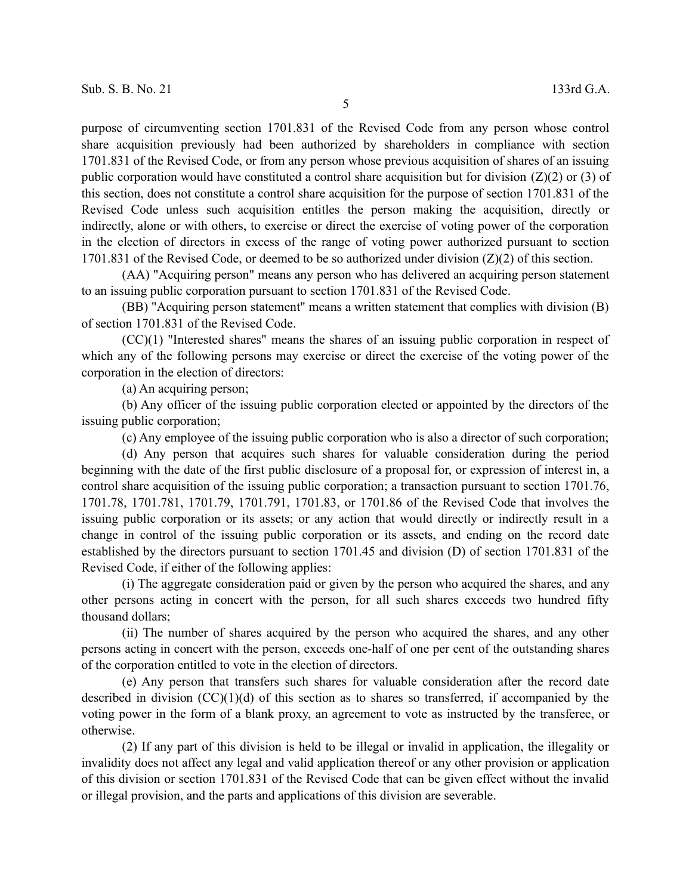purpose of circumventing section 1701.831 of the Revised Code from any person whose control share acquisition previously had been authorized by shareholders in compliance with section 1701.831 of the Revised Code, or from any person whose previous acquisition of shares of an issuing public corporation would have constituted a control share acquisition but for division (Z)(2) or (3) of this section, does not constitute a control share acquisition for the purpose of section 1701.831 of the Revised Code unless such acquisition entitles the person making the acquisition, directly or indirectly, alone or with others, to exercise or direct the exercise of voting power of the corporation in the election of directors in excess of the range of voting power authorized pursuant to section 1701.831 of the Revised Code, or deemed to be so authorized under division (Z)(2) of this section.

(AA) "Acquiring person" means any person who has delivered an acquiring person statement to an issuing public corporation pursuant to section 1701.831 of the Revised Code.

(BB) "Acquiring person statement" means a written statement that complies with division (B) of section 1701.831 of the Revised Code.

(CC)(1) "Interested shares" means the shares of an issuing public corporation in respect of which any of the following persons may exercise or direct the exercise of the voting power of the corporation in the election of directors:

(a) An acquiring person;

(b) Any officer of the issuing public corporation elected or appointed by the directors of the issuing public corporation;

(c) Any employee of the issuing public corporation who is also a director of such corporation;

(d) Any person that acquires such shares for valuable consideration during the period beginning with the date of the first public disclosure of a proposal for, or expression of interest in, a control share acquisition of the issuing public corporation; a transaction pursuant to section 1701.76, 1701.78, 1701.781, 1701.79, 1701.791, 1701.83, or 1701.86 of the Revised Code that involves the issuing public corporation or its assets; or any action that would directly or indirectly result in a change in control of the issuing public corporation or its assets, and ending on the record date established by the directors pursuant to section 1701.45 and division (D) of section 1701.831 of the Revised Code, if either of the following applies:

(i) The aggregate consideration paid or given by the person who acquired the shares, and any other persons acting in concert with the person, for all such shares exceeds two hundred fifty thousand dollars;

(ii) The number of shares acquired by the person who acquired the shares, and any other persons acting in concert with the person, exceeds one-half of one per cent of the outstanding shares of the corporation entitled to vote in the election of directors.

(e) Any person that transfers such shares for valuable consideration after the record date described in division (CC)(1)(d) of this section as to shares so transferred, if accompanied by the voting power in the form of a blank proxy, an agreement to vote as instructed by the transferee, or otherwise.

(2) If any part of this division is held to be illegal or invalid in application, the illegality or invalidity does not affect any legal and valid application thereof or any other provision or application of this division or section 1701.831 of the Revised Code that can be given effect without the invalid or illegal provision, and the parts and applications of this division are severable.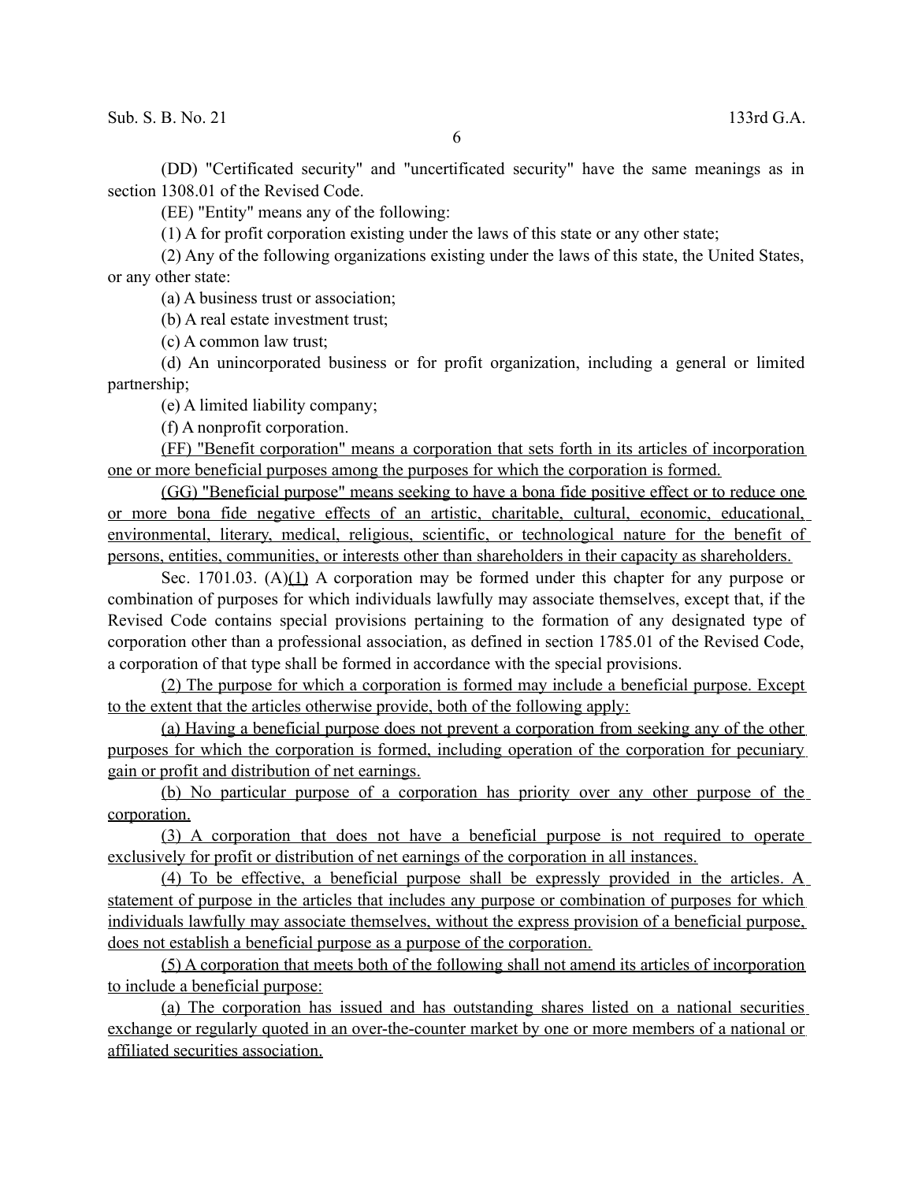(DD) "Certificated security" and "uncertificated security" have the same meanings as in section 1308.01 of the Revised Code.

(EE) "Entity" means any of the following:

(1) A for profit corporation existing under the laws of this state or any other state;

(2) Any of the following organizations existing under the laws of this state, the United States, or any other state:

(a) A business trust or association;

(b) A real estate investment trust;

(c) A common law trust;

(d) An unincorporated business or for profit organization, including a general or limited partnership;

(e) A limited liability company;

(f) A nonprofit corporation.

(FF) "Benefit corporation" means a corporation that sets forth in its articles of incorporation one or more beneficial purposes among the purposes for which the corporation is formed.

(GG) "Beneficial purpose" means seeking to have a bona fide positive effect or to reduce one or more bona fide negative effects of an artistic, charitable, cultural, economic, educational, environmental, literary, medical, religious, scientific, or technological nature for the benefit of persons, entities, communities, or interests other than shareholders in their capacity as shareholders.

Sec. 1701.03. (A)(1) A corporation may be formed under this chapter for any purpose or combination of purposes for which individuals lawfully may associate themselves, except that, if the Revised Code contains special provisions pertaining to the formation of any designated type of corporation other than a professional association, as defined in section 1785.01 of the Revised Code, a corporation of that type shall be formed in accordance with the special provisions.

(2) The purpose for which a corporation is formed may include a beneficial purpose. Except to the extent that the articles otherwise provide, both of the following apply:

(a) Having a beneficial purpose does not prevent a corporation from seeking any of the other purposes for which the corporation is formed, including operation of the corporation for pecuniary gain or profit and distribution of net earnings.

(b) No particular purpose of a corporation has priority over any other purpose of the corporation.

(3) A corporation that does not have a beneficial purpose is not required to operate exclusively for profit or distribution of net earnings of the corporation in all instances.

(4) To be effective, a beneficial purpose shall be expressly provided in the articles. A statement of purpose in the articles that includes any purpose or combination of purposes for which individuals lawfully may associate themselves, without the express provision of a beneficial purpose, does not establish a beneficial purpose as a purpose of the corporation.

(5) A corporation that meets both of the following shall not amend its articles of incorporation to include a beneficial purpose:

(a) The corporation has issued and has outstanding shares listed on a national securities exchange or regularly quoted in an over-the-counter market by one or more members of a national or affiliated securities association.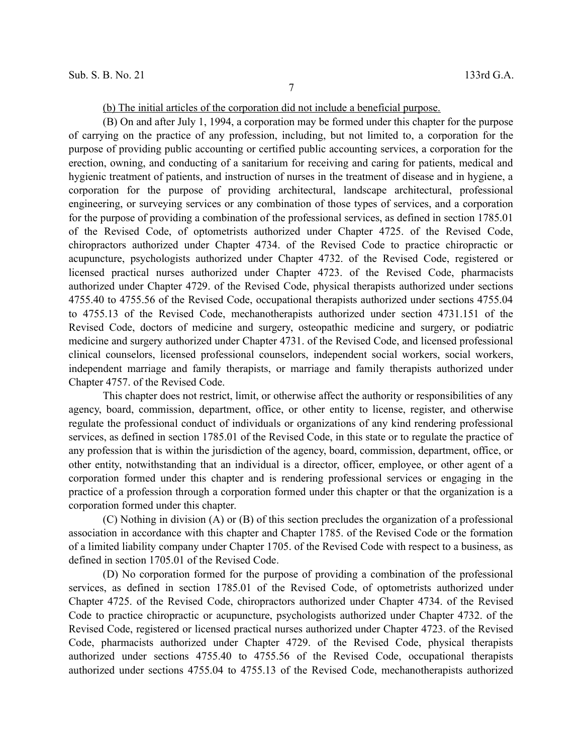(b) The initial articles of the corporation did not include a beneficial purpose.

(B) On and after July 1, 1994, a corporation may be formed under this chapter for the purpose of carrying on the practice of any profession, including, but not limited to, a corporation for the purpose of providing public accounting or certified public accounting services, a corporation for the erection, owning, and conducting of a sanitarium for receiving and caring for patients, medical and hygienic treatment of patients, and instruction of nurses in the treatment of disease and in hygiene, a corporation for the purpose of providing architectural, landscape architectural, professional engineering, or surveying services or any combination of those types of services, and a corporation for the purpose of providing a combination of the professional services, as defined in section 1785.01 of the Revised Code, of optometrists authorized under Chapter 4725. of the Revised Code, chiropractors authorized under Chapter 4734. of the Revised Code to practice chiropractic or acupuncture, psychologists authorized under Chapter 4732. of the Revised Code, registered or licensed practical nurses authorized under Chapter 4723. of the Revised Code, pharmacists authorized under Chapter 4729. of the Revised Code, physical therapists authorized under sections 4755.40 to 4755.56 of the Revised Code, occupational therapists authorized under sections 4755.04 to 4755.13 of the Revised Code, mechanotherapists authorized under section 4731.151 of the Revised Code, doctors of medicine and surgery, osteopathic medicine and surgery, or podiatric medicine and surgery authorized under Chapter 4731. of the Revised Code, and licensed professional clinical counselors, licensed professional counselors, independent social workers, social workers, independent marriage and family therapists, or marriage and family therapists authorized under Chapter 4757. of the Revised Code.

This chapter does not restrict, limit, or otherwise affect the authority or responsibilities of any agency, board, commission, department, office, or other entity to license, register, and otherwise regulate the professional conduct of individuals or organizations of any kind rendering professional services, as defined in section 1785.01 of the Revised Code, in this state or to regulate the practice of any profession that is within the jurisdiction of the agency, board, commission, department, office, or other entity, notwithstanding that an individual is a director, officer, employee, or other agent of a corporation formed under this chapter and is rendering professional services or engaging in the practice of a profession through a corporation formed under this chapter or that the organization is a corporation formed under this chapter.

(C) Nothing in division (A) or (B) of this section precludes the organization of a professional association in accordance with this chapter and Chapter 1785. of the Revised Code or the formation of a limited liability company under Chapter 1705. of the Revised Code with respect to a business, as defined in section 1705.01 of the Revised Code.

(D) No corporation formed for the purpose of providing a combination of the professional services, as defined in section 1785.01 of the Revised Code, of optometrists authorized under Chapter 4725. of the Revised Code, chiropractors authorized under Chapter 4734. of the Revised Code to practice chiropractic or acupuncture, psychologists authorized under Chapter 4732. of the Revised Code, registered or licensed practical nurses authorized under Chapter 4723. of the Revised Code, pharmacists authorized under Chapter 4729. of the Revised Code, physical therapists authorized under sections 4755.40 to 4755.56 of the Revised Code, occupational therapists authorized under sections 4755.04 to 4755.13 of the Revised Code, mechanotherapists authorized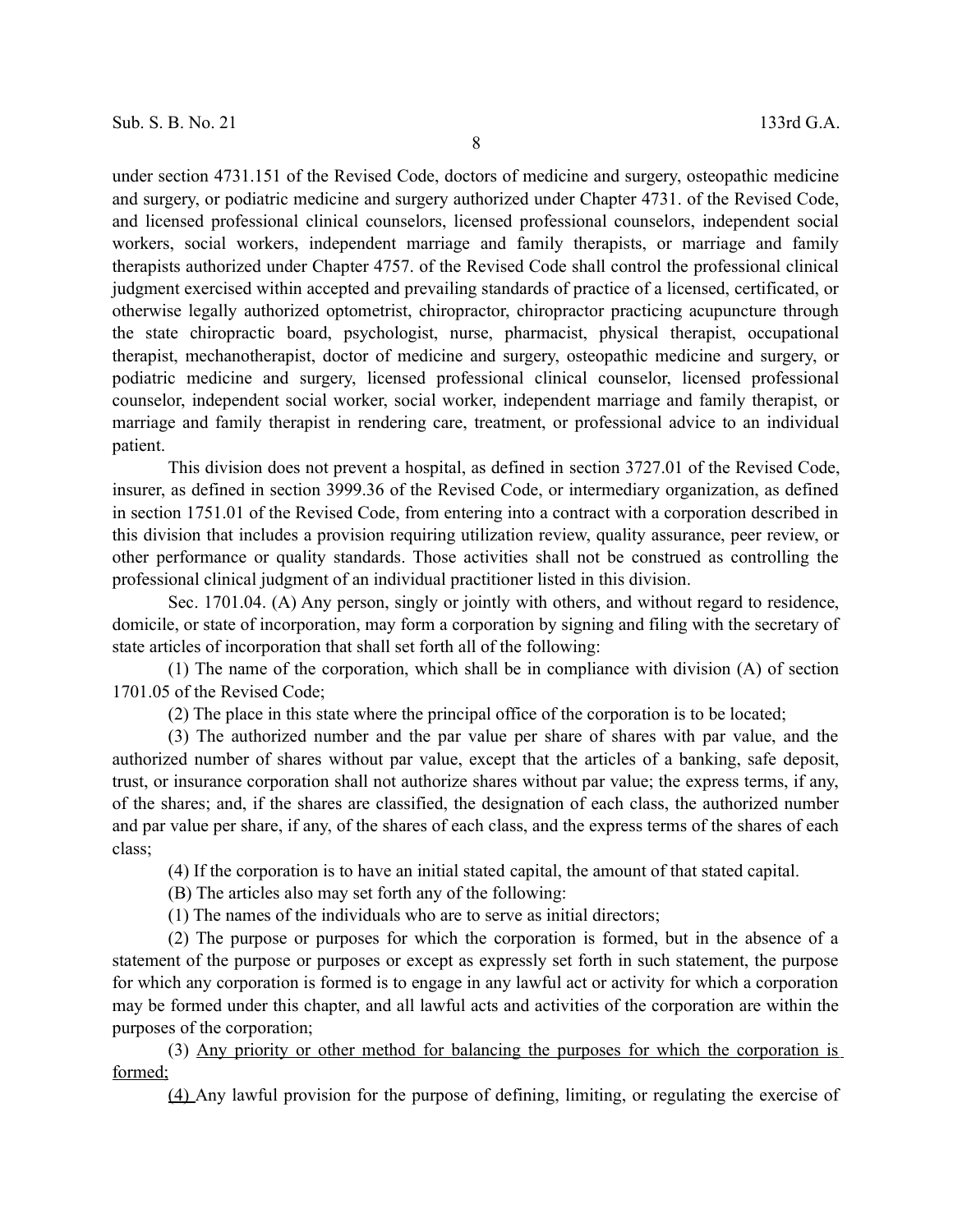under section 4731.151 of the Revised Code, doctors of medicine and surgery, osteopathic medicine and surgery, or podiatric medicine and surgery authorized under Chapter 4731. of the Revised Code, and licensed professional clinical counselors, licensed professional counselors, independent social workers, social workers, independent marriage and family therapists, or marriage and family therapists authorized under Chapter 4757. of the Revised Code shall control the professional clinical judgment exercised within accepted and prevailing standards of practice of a licensed, certificated, or otherwise legally authorized optometrist, chiropractor, chiropractor practicing acupuncture through the state chiropractic board, psychologist, nurse, pharmacist, physical therapist, occupational therapist, mechanotherapist, doctor of medicine and surgery, osteopathic medicine and surgery, or podiatric medicine and surgery, licensed professional clinical counselor, licensed professional counselor, independent social worker, social worker, independent marriage and family therapist, or marriage and family therapist in rendering care, treatment, or professional advice to an individual patient.

This division does not prevent a hospital, as defined in section 3727.01 of the Revised Code, insurer, as defined in section 3999.36 of the Revised Code, or intermediary organization, as defined in section 1751.01 of the Revised Code, from entering into a contract with a corporation described in this division that includes a provision requiring utilization review, quality assurance, peer review, or other performance or quality standards. Those activities shall not be construed as controlling the professional clinical judgment of an individual practitioner listed in this division.

Sec. 1701.04. (A) Any person, singly or jointly with others, and without regard to residence, domicile, or state of incorporation, may form a corporation by signing and filing with the secretary of state articles of incorporation that shall set forth all of the following:

(1) The name of the corporation, which shall be in compliance with division (A) of section 1701.05 of the Revised Code;

(2) The place in this state where the principal office of the corporation is to be located;

(3) The authorized number and the par value per share of shares with par value, and the authorized number of shares without par value, except that the articles of a banking, safe deposit, trust, or insurance corporation shall not authorize shares without par value; the express terms, if any, of the shares; and, if the shares are classified, the designation of each class, the authorized number and par value per share, if any, of the shares of each class, and the express terms of the shares of each class;

(4) If the corporation is to have an initial stated capital, the amount of that stated capital.

(B) The articles also may set forth any of the following:

(1) The names of the individuals who are to serve as initial directors;

(2) The purpose or purposes for which the corporation is formed, but in the absence of a statement of the purpose or purposes or except as expressly set forth in such statement, the purpose for which any corporation is formed is to engage in any lawful act or activity for which a corporation may be formed under this chapter, and all lawful acts and activities of the corporation are within the purposes of the corporation;

(3) <u>Any priority or other method for balancing the purposes for which the corporation is formed;</u>

<u>(4)</u> Any lawful provision for the purpose of defining, limiting, or regulating the exercise of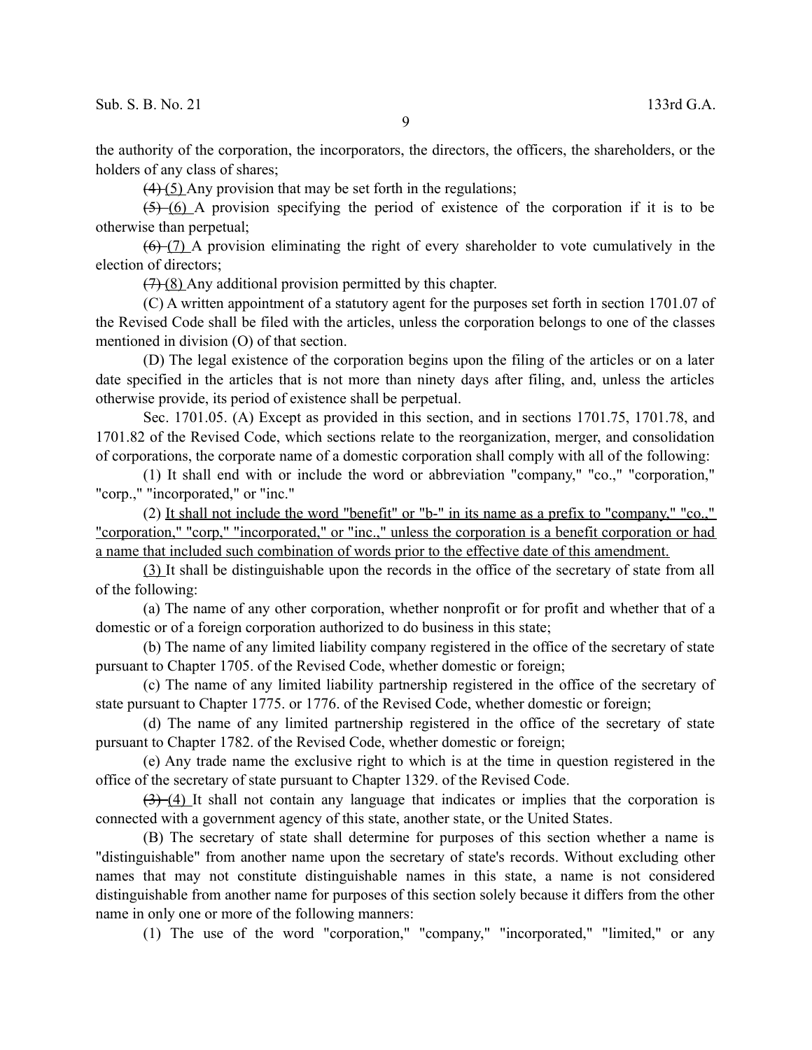the authority of the corporation, the incorporators, the directors, the officers, the shareholders, or the holders of any class of shares;

~~(4)~~ <u>(5)</u> Any provision that may be set forth in the regulations;

~~(5)~~ <u>(6)</u> A provision specifying the period of existence of the corporation if it is to be otherwise than perpetual;

~~(6)~~ <u>(7)</u> A provision eliminating the right of every shareholder to vote cumulatively in the election of directors;

~~(7)~~ <u>(8)</u> Any additional provision permitted by this chapter.

(C) A written appointment of a statutory agent for the purposes set forth in section 1701.07 of the Revised Code shall be filed with the articles, unless the corporation belongs to one of the classes mentioned in division (O) of that section.

(D) The legal existence of the corporation begins upon the filing of the articles or on a later date specified in the articles that is not more than ninety days after filing, and, unless the articles otherwise provide, its period of existence shall be perpetual.

Sec. 1701.05. (A) Except as provided in this section, and in sections 1701.75, 1701.78, and 1701.82 of the Revised Code, which sections relate to the reorganization, merger, and consolidation of corporations, the corporate name of a domestic corporation shall comply with all of the following:

(1) It shall end with or include the word or abbreviation "company," "co.," "corporation," "corp.," "incorporated," or "inc."

(2) <u>It shall not include the word "benefit" or "b-" in its name as a prefix to "company," "co.," "corporation," "corp," "incorporated," or "inc.," unless the corporation is a benefit corporation or had a name that included such combination of words prior to the effective date of this amendment.</u>

<u>(3)</u> It shall be distinguishable upon the records in the office of the secretary of state from all of the following:

(a) The name of any other corporation, whether nonprofit or for profit and whether that of a domestic or of a foreign corporation authorized to do business in this state;

(b) The name of any limited liability company registered in the office of the secretary of state pursuant to Chapter 1705. of the Revised Code, whether domestic or foreign;

(c) The name of any limited liability partnership registered in the office of the secretary of state pursuant to Chapter 1775. or 1776. of the Revised Code, whether domestic or foreign;

(d) The name of any limited partnership registered in the office of the secretary of state pursuant to Chapter 1782. of the Revised Code, whether domestic or foreign;

(e) Any trade name the exclusive right to which is at the time in question registered in the office of the secretary of state pursuant to Chapter 1329. of the Revised Code.

~~(3)~~ <u>(4)</u> It shall not contain any language that indicates or implies that the corporation is connected with a government agency of this state, another state, or the United States.

(B) The secretary of state shall determine for purposes of this section whether a name is "distinguishable" from another name upon the secretary of state's records. Without excluding other names that may not constitute distinguishable names in this state, a name is not considered distinguishable from another name for purposes of this section solely because it differs from the other name in only one or more of the following manners:

(1) The use of the word "corporation," "company," "incorporated," "limited," or any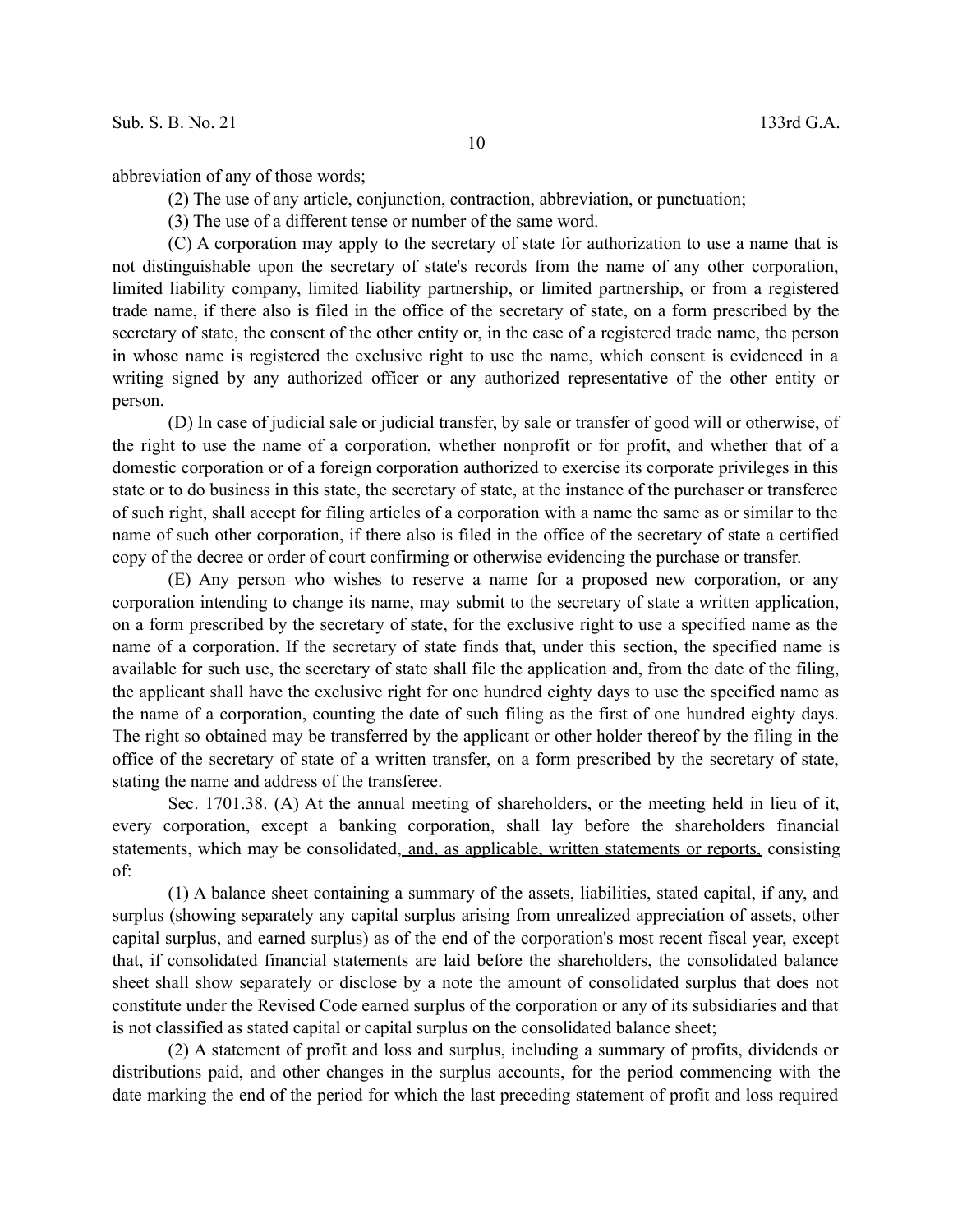abbreviation of any of those words;

(2) The use of any article, conjunction, contraction, abbreviation, or punctuation;

(3) The use of a different tense or number of the same word.

(C) A corporation may apply to the secretary of state for authorization to use a name that is not distinguishable upon the secretary of state's records from the name of any other corporation, limited liability company, limited liability partnership, or limited partnership, or from a registered trade name, if there also is filed in the office of the secretary of state, on a form prescribed by the secretary of state, the consent of the other entity or, in the case of a registered trade name, the person in whose name is registered the exclusive right to use the name, which consent is evidenced in a writing signed by any authorized officer or any authorized representative of the other entity or person.

(D) In case of judicial sale or judicial transfer, by sale or transfer of good will or otherwise, of the right to use the name of a corporation, whether nonprofit or for profit, and whether that of a domestic corporation or of a foreign corporation authorized to exercise its corporate privileges in this state or to do business in this state, the secretary of state, at the instance of the purchaser or transferee of such right, shall accept for filing articles of a corporation with a name the same as or similar to the name of such other corporation, if there also is filed in the office of the secretary of state a certified copy of the decree or order of court confirming or otherwise evidencing the purchase or transfer.

(E) Any person who wishes to reserve a name for a proposed new corporation, or any corporation intending to change its name, may submit to the secretary of state a written application, on a form prescribed by the secretary of state, for the exclusive right to use a specified name as the name of a corporation. If the secretary of state finds that, under this section, the specified name is available for such use, the secretary of state shall file the application and, from the date of the filing, the applicant shall have the exclusive right for one hundred eighty days to use the specified name as the name of a corporation, counting the date of such filing as the first of one hundred eighty days. The right so obtained may be transferred by the applicant or other holder thereof by the filing in the office of the secretary of state of a written transfer, on a form prescribed by the secretary of state, stating the name and address of the transferee.

Sec. 1701.38. (A) At the annual meeting of shareholders, or the meeting held in lieu of it, every corporation, except a banking corporation, shall lay before the shareholders financial statements, which may be consolidated, and, as applicable, written statements or reports, consisting of:

(1) A balance sheet containing a summary of the assets, liabilities, stated capital, if any, and surplus (showing separately any capital surplus arising from unrealized appreciation of assets, other capital surplus, and earned surplus) as of the end of the corporation's most recent fiscal year, except that, if consolidated financial statements are laid before the shareholders, the consolidated balance sheet shall show separately or disclose by a note the amount of consolidated surplus that does not constitute under the Revised Code earned surplus of the corporation or any of its subsidiaries and that is not classified as stated capital or capital surplus on the consolidated balance sheet;

(2) A statement of profit and loss and surplus, including a summary of profits, dividends or distributions paid, and other changes in the surplus accounts, for the period commencing with the date marking the end of the period for which the last preceding statement of profit and loss required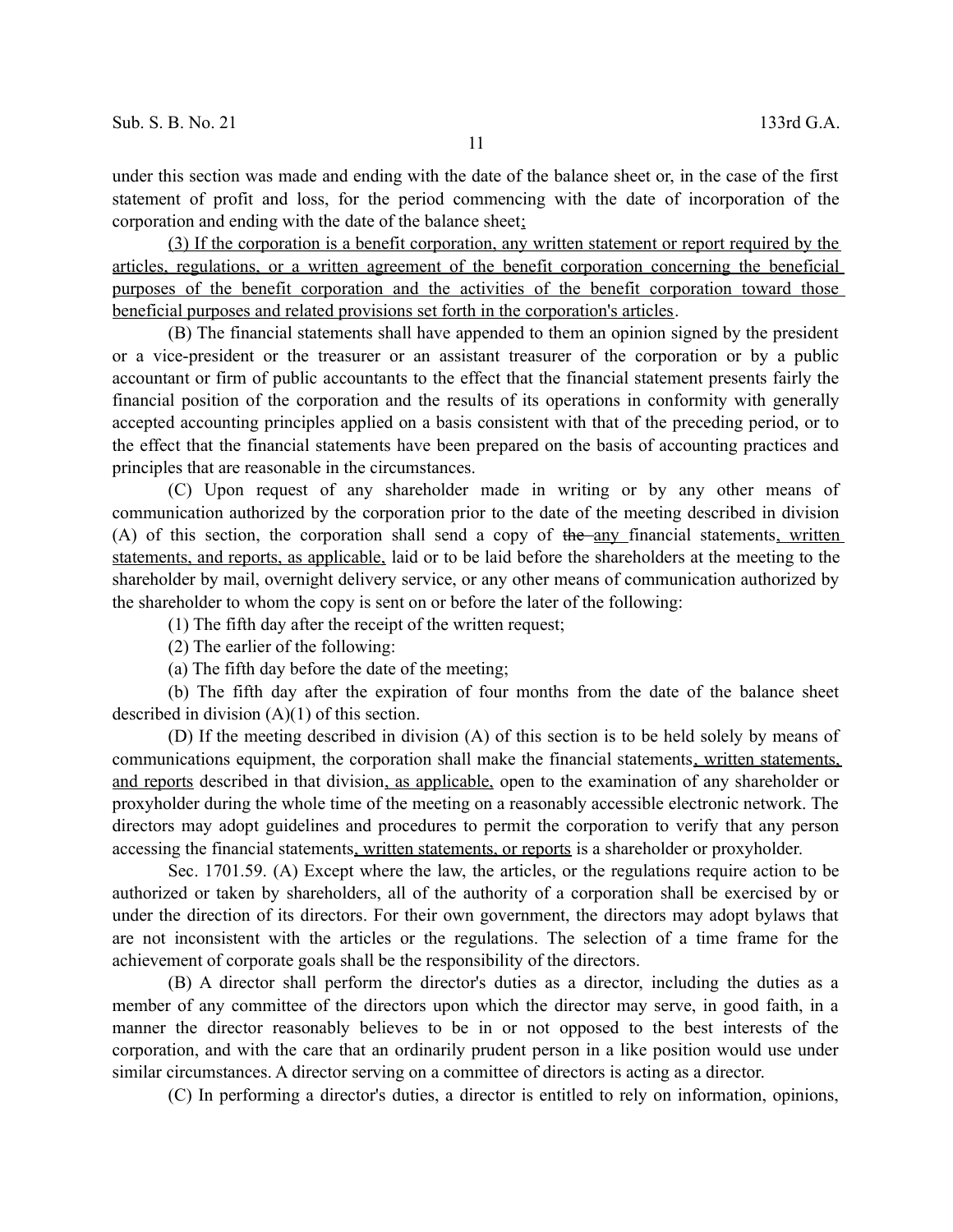under this section was made and ending with the date of the balance sheet or, in the case of the first statement of profit and loss, for the period commencing with the date of incorporation of the corporation and ending with the date of the balance sheet;

(3) If the corporation is a benefit corporation, any written statement or report required by the articles, regulations, or a written agreement of the benefit corporation concerning the beneficial purposes of the benefit corporation and the activities of the benefit corporation toward those beneficial purposes and related provisions set forth in the corporation's articles.

(B) The financial statements shall have appended to them an opinion signed by the president or a vice-president or the treasurer or an assistant treasurer of the corporation or by a public accountant or firm of public accountants to the effect that the financial statement presents fairly the financial position of the corporation and the results of its operations in conformity with generally accepted accounting principles applied on a basis consistent with that of the preceding period, or to the effect that the financial statements have been prepared on the basis of accounting practices and principles that are reasonable in the circumstances.

(C) Upon request of any shareholder made in writing or by any other means of communication authorized by the corporation prior to the date of the meeting described in division (A) of this section, the corporation shall send a copy of ~~the~~ any financial statements, written statements, and reports, as applicable, laid or to be laid before the shareholders at the meeting to the shareholder by mail, overnight delivery service, or any other means of communication authorized by the shareholder to whom the copy is sent on or before the later of the following:

(1) The fifth day after the receipt of the written request;

(2) The earlier of the following:

(a) The fifth day before the date of the meeting;

(b) The fifth day after the expiration of four months from the date of the balance sheet described in division (A)(1) of this section.

(D) If the meeting described in division (A) of this section is to be held solely by means of communications equipment, the corporation shall make the financial statements, written statements, and reports described in that division, as applicable, open to the examination of any shareholder or proxyholder during the whole time of the meeting on a reasonably accessible electronic network. The directors may adopt guidelines and procedures to permit the corporation to verify that any person accessing the financial statements, written statements, or reports is a shareholder or proxyholder.

Sec. 1701.59. (A) Except where the law, the articles, or the regulations require action to be authorized or taken by shareholders, all of the authority of a corporation shall be exercised by or under the direction of its directors. For their own government, the directors may adopt bylaws that are not inconsistent with the articles or the regulations. The selection of a time frame for the achievement of corporate goals shall be the responsibility of the directors.

(B) A director shall perform the director's duties as a director, including the duties as a member of any committee of the directors upon which the director may serve, in good faith, in a manner the director reasonably believes to be in or not opposed to the best interests of the corporation, and with the care that an ordinarily prudent person in a like position would use under similar circumstances. A director serving on a committee of directors is acting as a director.

(C) In performing a director's duties, a director is entitled to rely on information, opinions,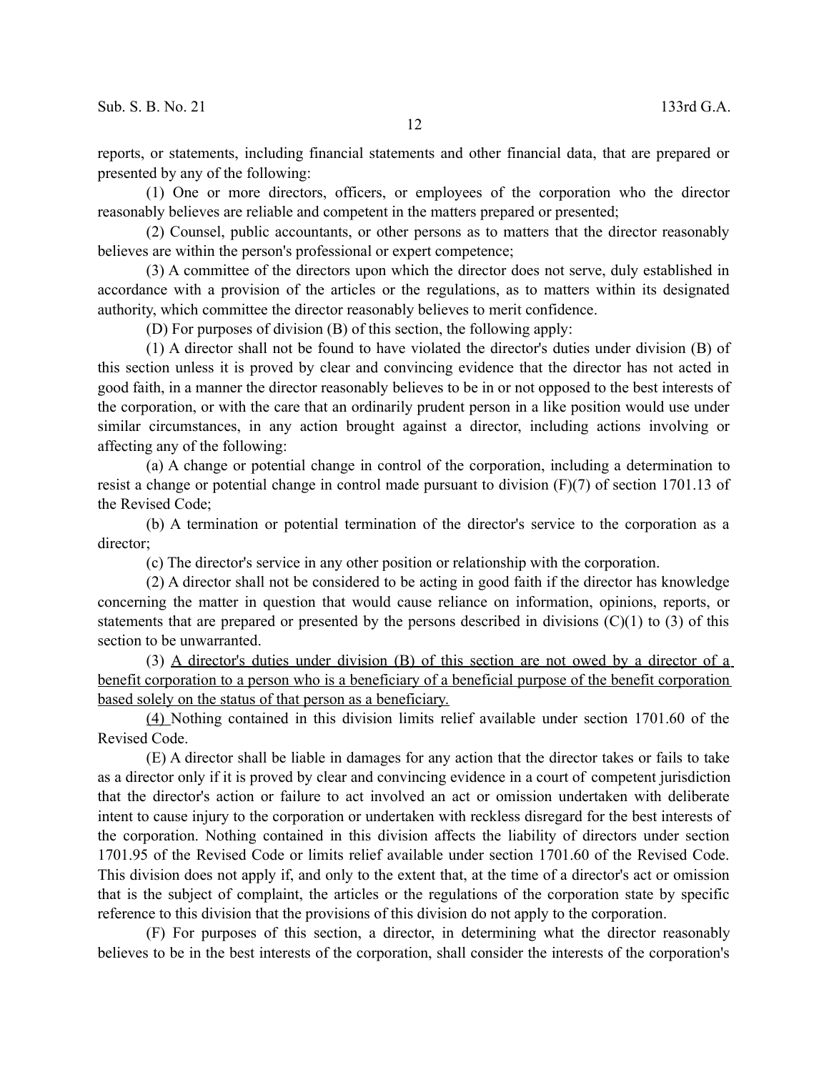reports, or statements, including financial statements and other financial data, that are prepared or presented by any of the following:

(1) One or more directors, officers, or employees of the corporation who the director reasonably believes are reliable and competent in the matters prepared or presented;

(2) Counsel, public accountants, or other persons as to matters that the director reasonably believes are within the person's professional or expert competence;

(3) A committee of the directors upon which the director does not serve, duly established in accordance with a provision of the articles or the regulations, as to matters within its designated authority, which committee the director reasonably believes to merit confidence.

(D) For purposes of division (B) of this section, the following apply:

(1) A director shall not be found to have violated the director's duties under division (B) of this section unless it is proved by clear and convincing evidence that the director has not acted in good faith, in a manner the director reasonably believes to be in or not opposed to the best interests of the corporation, or with the care that an ordinarily prudent person in a like position would use under similar circumstances, in any action brought against a director, including actions involving or affecting any of the following:

(a) A change or potential change in control of the corporation, including a determination to resist a change or potential change in control made pursuant to division (F)(7) of section 1701.13 of the Revised Code;

(b) A termination or potential termination of the director's service to the corporation as a director;

(c) The director's service in any other position or relationship with the corporation.

(2) A director shall not be considered to be acting in good faith if the director has knowledge concerning the matter in question that would cause reliance on information, opinions, reports, or statements that are prepared or presented by the persons described in divisions (C)(1) to (3) of this section to be unwarranted.

(3) <u>A director's duties under division (B) of this section are not owed by a director of a benefit corporation to a person who is a beneficiary of a beneficial purpose of the benefit corporation based solely on the status of that person as a beneficiary.</u>

<u>(4)</u> Nothing contained in this division limits relief available under section 1701.60 of the Revised Code.

(E) A director shall be liable in damages for any action that the director takes or fails to take as a director only if it is proved by clear and convincing evidence in a court of competent jurisdiction that the director's action or failure to act involved an act or omission undertaken with deliberate intent to cause injury to the corporation or undertaken with reckless disregard for the best interests of the corporation. Nothing contained in this division affects the liability of directors under section 1701.95 of the Revised Code or limits relief available under section 1701.60 of the Revised Code. This division does not apply if, and only to the extent that, at the time of a director's act or omission that is the subject of complaint, the articles or the regulations of the corporation state by specific reference to this division that the provisions of this division do not apply to the corporation.

(F) For purposes of this section, a director, in determining what the director reasonably believes to be in the best interests of the corporation, shall consider the interests of the corporation's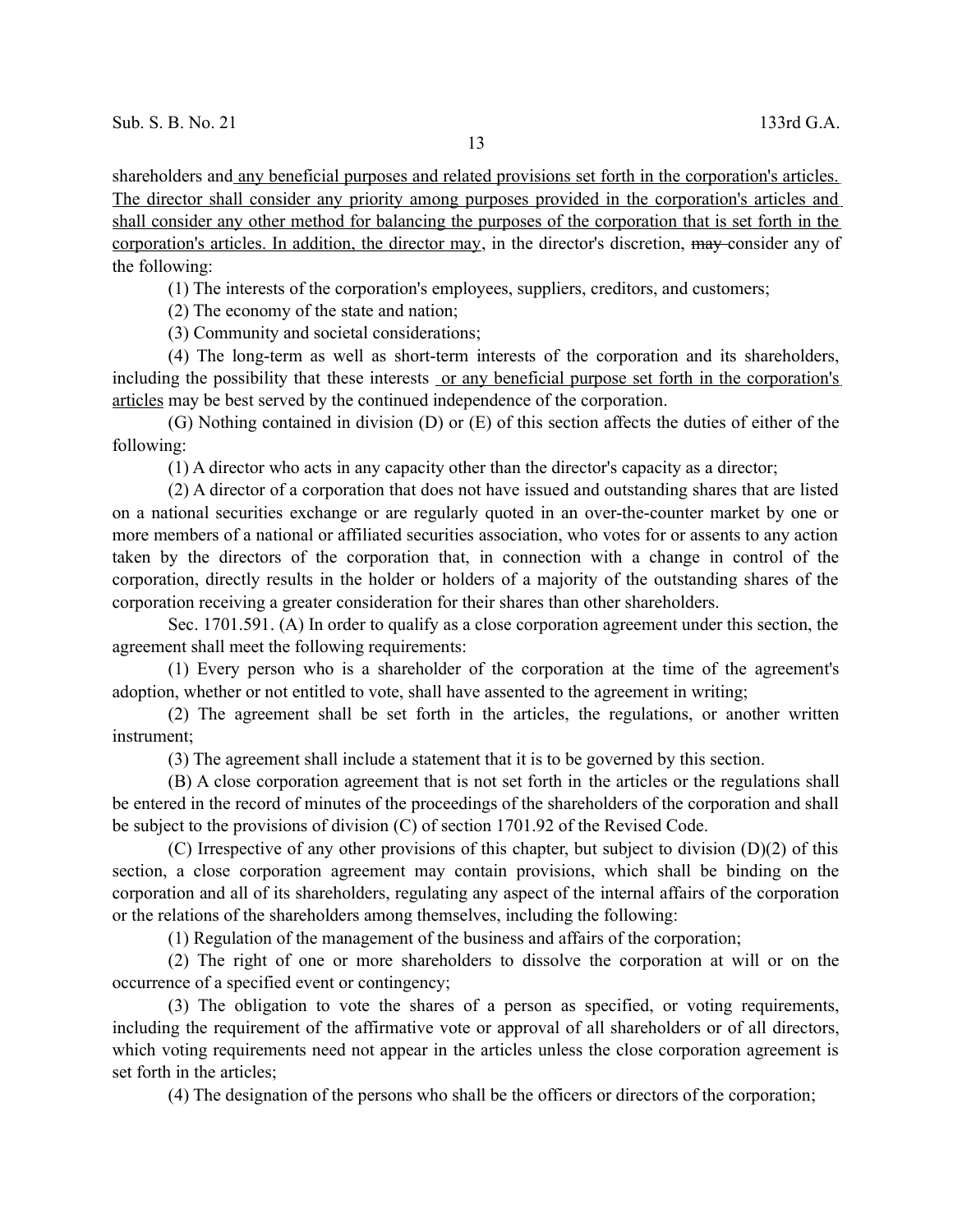shareholders and any beneficial purposes and related provisions set forth in the corporation's articles. The director shall consider any priority among purposes provided in the corporation's articles and shall consider any other method for balancing the purposes of the corporation that is set forth in the corporation's articles. In addition, the director may, in the director's discretion, ~~may~~ consider any of the following:

(1) The interests of the corporation's employees, suppliers, creditors, and customers;

(2) The economy of the state and nation;

(3) Community and societal considerations;

(4) The long-term as well as short-term interests of the corporation and its shareholders, including the possibility that these interests or any beneficial purpose set forth in the corporation's articles may be best served by the continued independence of the corporation.

(G) Nothing contained in division (D) or (E) of this section affects the duties of either of the following:

(1) A director who acts in any capacity other than the director's capacity as a director;

(2) A director of a corporation that does not have issued and outstanding shares that are listed on a national securities exchange or are regularly quoted in an over-the-counter market by one or more members of a national or affiliated securities association, who votes for or assents to any action taken by the directors of the corporation that, in connection with a change in control of the corporation, directly results in the holder or holders of a majority of the outstanding shares of the corporation receiving a greater consideration for their shares than other shareholders.

Sec. 1701.591. (A) In order to qualify as a close corporation agreement under this section, the agreement shall meet the following requirements:

(1) Every person who is a shareholder of the corporation at the time of the agreement's adoption, whether or not entitled to vote, shall have assented to the agreement in writing;

(2) The agreement shall be set forth in the articles, the regulations, or another written instrument;

(3) The agreement shall include a statement that it is to be governed by this section.

(B) A close corporation agreement that is not set forth in the articles or the regulations shall be entered in the record of minutes of the proceedings of the shareholders of the corporation and shall be subject to the provisions of division (C) of section 1701.92 of the Revised Code.

(C) Irrespective of any other provisions of this chapter, but subject to division (D)(2) of this section, a close corporation agreement may contain provisions, which shall be binding on the corporation and all of its shareholders, regulating any aspect of the internal affairs of the corporation or the relations of the shareholders among themselves, including the following:

(1) Regulation of the management of the business and affairs of the corporation;

(2) The right of one or more shareholders to dissolve the corporation at will or on the occurrence of a specified event or contingency;

(3) The obligation to vote the shares of a person as specified, or voting requirements, including the requirement of the affirmative vote or approval of all shareholders or of all directors, which voting requirements need not appear in the articles unless the close corporation agreement is set forth in the articles;

(4) The designation of the persons who shall be the officers or directors of the corporation;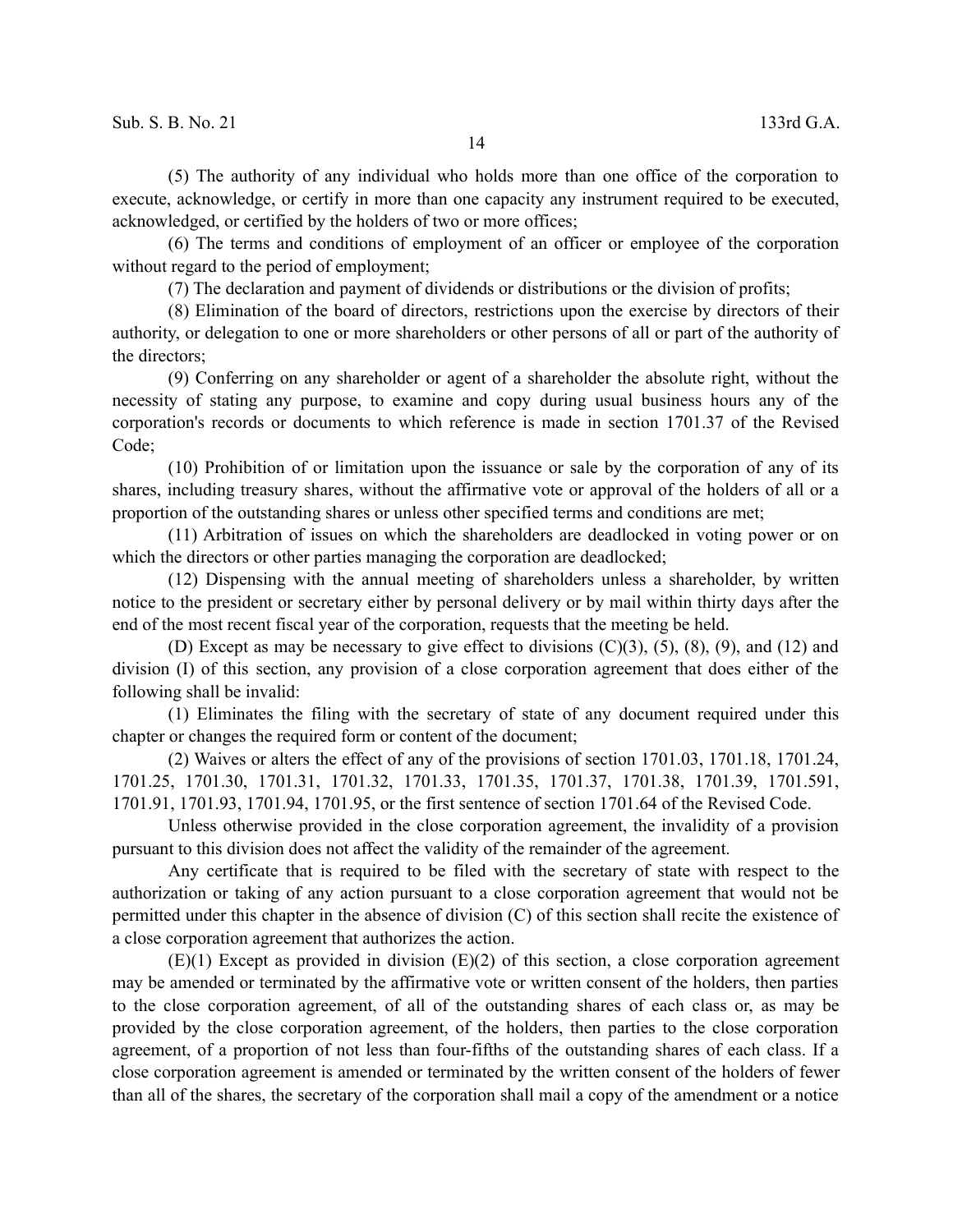(5) The authority of any individual who holds more than one office of the corporation to execute, acknowledge, or certify in more than one capacity any instrument required to be executed, acknowledged, or certified by the holders of two or more offices;

(6) The terms and conditions of employment of an officer or employee of the corporation without regard to the period of employment;

(7) The declaration and payment of dividends or distributions or the division of profits;

(8) Elimination of the board of directors, restrictions upon the exercise by directors of their authority, or delegation to one or more shareholders or other persons of all or part of the authority of the directors;

(9) Conferring on any shareholder or agent of a shareholder the absolute right, without the necessity of stating any purpose, to examine and copy during usual business hours any of the corporation's records or documents to which reference is made in section 1701.37 of the Revised Code;

(10) Prohibition of or limitation upon the issuance or sale by the corporation of any of its shares, including treasury shares, without the affirmative vote or approval of the holders of all or a proportion of the outstanding shares or unless other specified terms and conditions are met;

(11) Arbitration of issues on which the shareholders are deadlocked in voting power or on which the directors or other parties managing the corporation are deadlocked;

(12) Dispensing with the annual meeting of shareholders unless a shareholder, by written notice to the president or secretary either by personal delivery or by mail within thirty days after the end of the most recent fiscal year of the corporation, requests that the meeting be held.

(D) Except as may be necessary to give effect to divisions (C)(3), (5), (8), (9), and (12) and division (I) of this section, any provision of a close corporation agreement that does either of the following shall be invalid:

(1) Eliminates the filing with the secretary of state of any document required under this chapter or changes the required form or content of the document;

(2) Waives or alters the effect of any of the provisions of section 1701.03, 1701.18, 1701.24, 1701.25, 1701.30, 1701.31, 1701.32, 1701.33, 1701.35, 1701.37, 1701.38, 1701.39, 1701.591, 1701.91, 1701.93, 1701.94, 1701.95, or the first sentence of section 1701.64 of the Revised Code.

Unless otherwise provided in the close corporation agreement, the invalidity of a provision pursuant to this division does not affect the validity of the remainder of the agreement.

Any certificate that is required to be filed with the secretary of state with respect to the authorization or taking of any action pursuant to a close corporation agreement that would not be permitted under this chapter in the absence of division (C) of this section shall recite the existence of a close corporation agreement that authorizes the action.

(E)(1) Except as provided in division (E)(2) of this section, a close corporation agreement may be amended or terminated by the affirmative vote or written consent of the holders, then parties to the close corporation agreement, of all of the outstanding shares of each class or, as may be provided by the close corporation agreement, of the holders, then parties to the close corporation agreement, of a proportion of not less than four-fifths of the outstanding shares of each class. If a close corporation agreement is amended or terminated by the written consent of the holders of fewer than all of the shares, the secretary of the corporation shall mail a copy of the amendment or a notice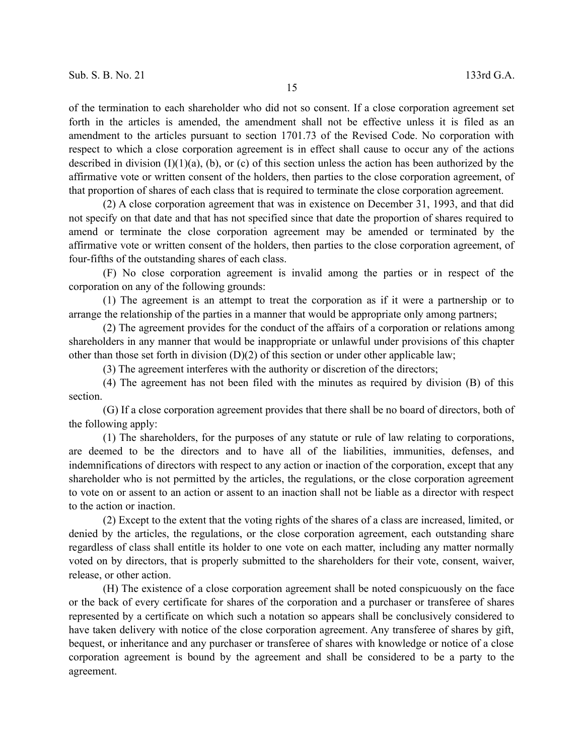of the termination to each shareholder who did not so consent. If a close corporation agreement set forth in the articles is amended, the amendment shall not be effective unless it is filed as an amendment to the articles pursuant to section 1701.73 of the Revised Code. No corporation with respect to which a close corporation agreement is in effect shall cause to occur any of the actions described in division (I)(1)(a), (b), or (c) of this section unless the action has been authorized by the affirmative vote or written consent of the holders, then parties to the close corporation agreement, of that proportion of shares of each class that is required to terminate the close corporation agreement.

(2) A close corporation agreement that was in existence on December 31, 1993, and that did not specify on that date and that has not specified since that date the proportion of shares required to amend or terminate the close corporation agreement may be amended or terminated by the affirmative vote or written consent of the holders, then parties to the close corporation agreement, of four-fifths of the outstanding shares of each class.

(F) No close corporation agreement is invalid among the parties or in respect of the corporation on any of the following grounds:

(1) The agreement is an attempt to treat the corporation as if it were a partnership or to arrange the relationship of the parties in a manner that would be appropriate only among partners;

(2) The agreement provides for the conduct of the affairs of a corporation or relations among shareholders in any manner that would be inappropriate or unlawful under provisions of this chapter other than those set forth in division (D)(2) of this section or under other applicable law;

(3) The agreement interferes with the authority or discretion of the directors;

(4) The agreement has not been filed with the minutes as required by division (B) of this section.

(G) If a close corporation agreement provides that there shall be no board of directors, both of the following apply:

(1) The shareholders, for the purposes of any statute or rule of law relating to corporations, are deemed to be the directors and to have all of the liabilities, immunities, defenses, and indemnifications of directors with respect to any action or inaction of the corporation, except that any shareholder who is not permitted by the articles, the regulations, or the close corporation agreement to vote on or assent to an action or assent to an inaction shall not be liable as a director with respect to the action or inaction.

(2) Except to the extent that the voting rights of the shares of a class are increased, limited, or denied by the articles, the regulations, or the close corporation agreement, each outstanding share regardless of class shall entitle its holder to one vote on each matter, including any matter normally voted on by directors, that is properly submitted to the shareholders for their vote, consent, waiver, release, or other action.

(H) The existence of a close corporation agreement shall be noted conspicuously on the face or the back of every certificate for shares of the corporation and a purchaser or transferee of shares represented by a certificate on which such a notation so appears shall be conclusively considered to have taken delivery with notice of the close corporation agreement. Any transferee of shares by gift, bequest, or inheritance and any purchaser or transferee of shares with knowledge or notice of a close corporation agreement is bound by the agreement and shall be considered to be a party to the agreement.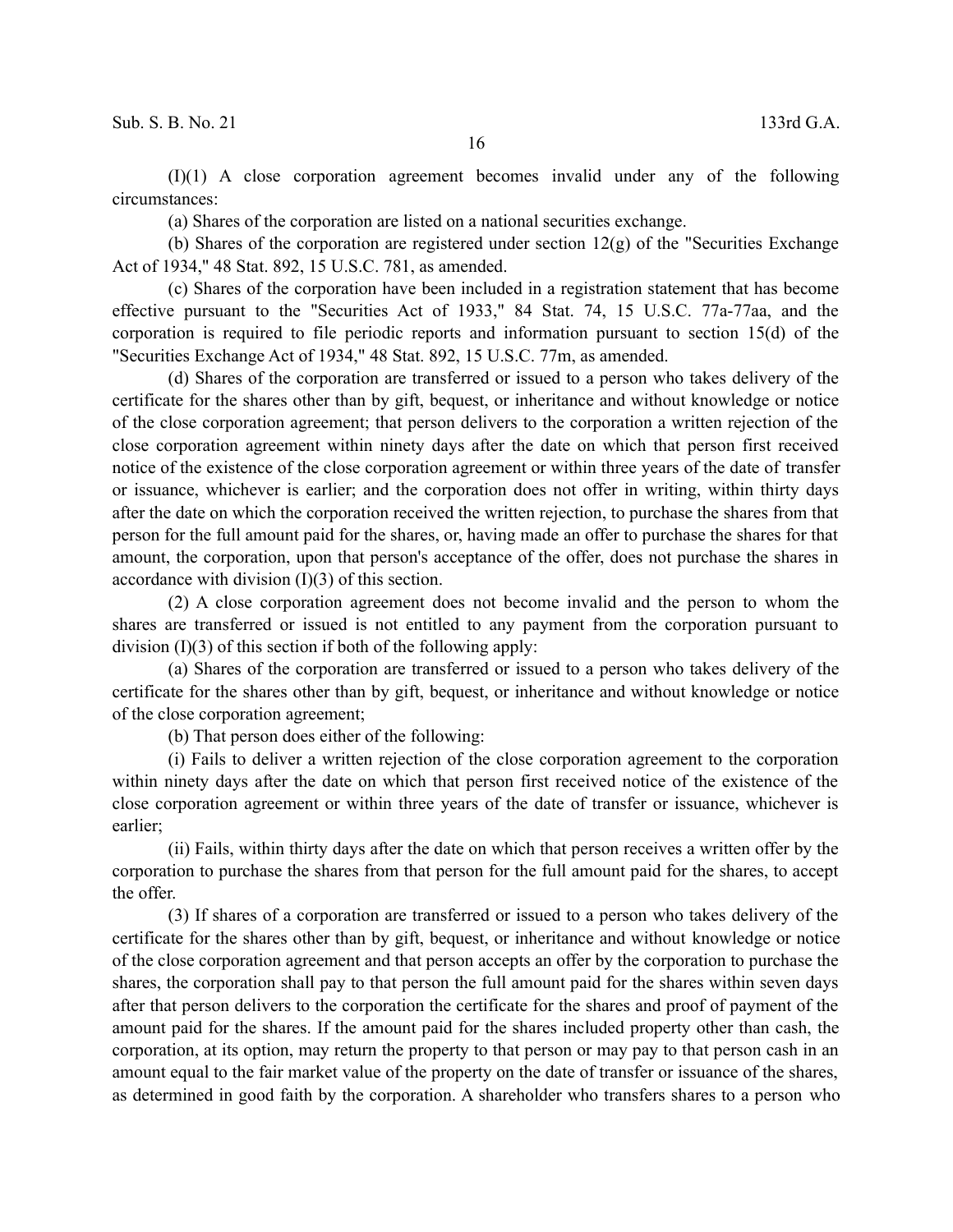(I)(1) A close corporation agreement becomes invalid under any of the following circumstances:

(a) Shares of the corporation are listed on a national securities exchange.

(b) Shares of the corporation are registered under section 12(g) of the "Securities Exchange Act of 1934," 48 Stat. 892, 15 U.S.C. 78l, as amended.

(c) Shares of the corporation have been included in a registration statement that has become effective pursuant to the "Securities Act of 1933," 84 Stat. 74, 15 U.S.C. 77a-77aa, and the corporation is required to file periodic reports and information pursuant to section 15(d) of the "Securities Exchange Act of 1934," 48 Stat. 892, 15 U.S.C. 77m, as amended.

(d) Shares of the corporation are transferred or issued to a person who takes delivery of the certificate for the shares other than by gift, bequest, or inheritance and without knowledge or notice of the close corporation agreement; that person delivers to the corporation a written rejection of the close corporation agreement within ninety days after the date on which that person first received notice of the existence of the close corporation agreement or within three years of the date of transfer or issuance, whichever is earlier; and the corporation does not offer in writing, within thirty days after the date on which the corporation received the written rejection, to purchase the shares from that person for the full amount paid for the shares, or, having made an offer to purchase the shares for that amount, the corporation, upon that person's acceptance of the offer, does not purchase the shares in accordance with division (I)(3) of this section.

(2) A close corporation agreement does not become invalid and the person to whom the shares are transferred or issued is not entitled to any payment from the corporation pursuant to division (I)(3) of this section if both of the following apply:

(a) Shares of the corporation are transferred or issued to a person who takes delivery of the certificate for the shares other than by gift, bequest, or inheritance and without knowledge or notice of the close corporation agreement;

(b) That person does either of the following:

(i) Fails to deliver a written rejection of the close corporation agreement to the corporation within ninety days after the date on which that person first received notice of the existence of the close corporation agreement or within three years of the date of transfer or issuance, whichever is earlier;

(ii) Fails, within thirty days after the date on which that person receives a written offer by the corporation to purchase the shares from that person for the full amount paid for the shares, to accept the offer.

(3) If shares of a corporation are transferred or issued to a person who takes delivery of the certificate for the shares other than by gift, bequest, or inheritance and without knowledge or notice of the close corporation agreement and that person accepts an offer by the corporation to purchase the shares, the corporation shall pay to that person the full amount paid for the shares within seven days after that person delivers to the corporation the certificate for the shares and proof of payment of the amount paid for the shares. If the amount paid for the shares included property other than cash, the corporation, at its option, may return the property to that person or may pay to that person cash in an amount equal to the fair market value of the property on the date of transfer or issuance of the shares, as determined in good faith by the corporation. A shareholder who transfers shares to a person who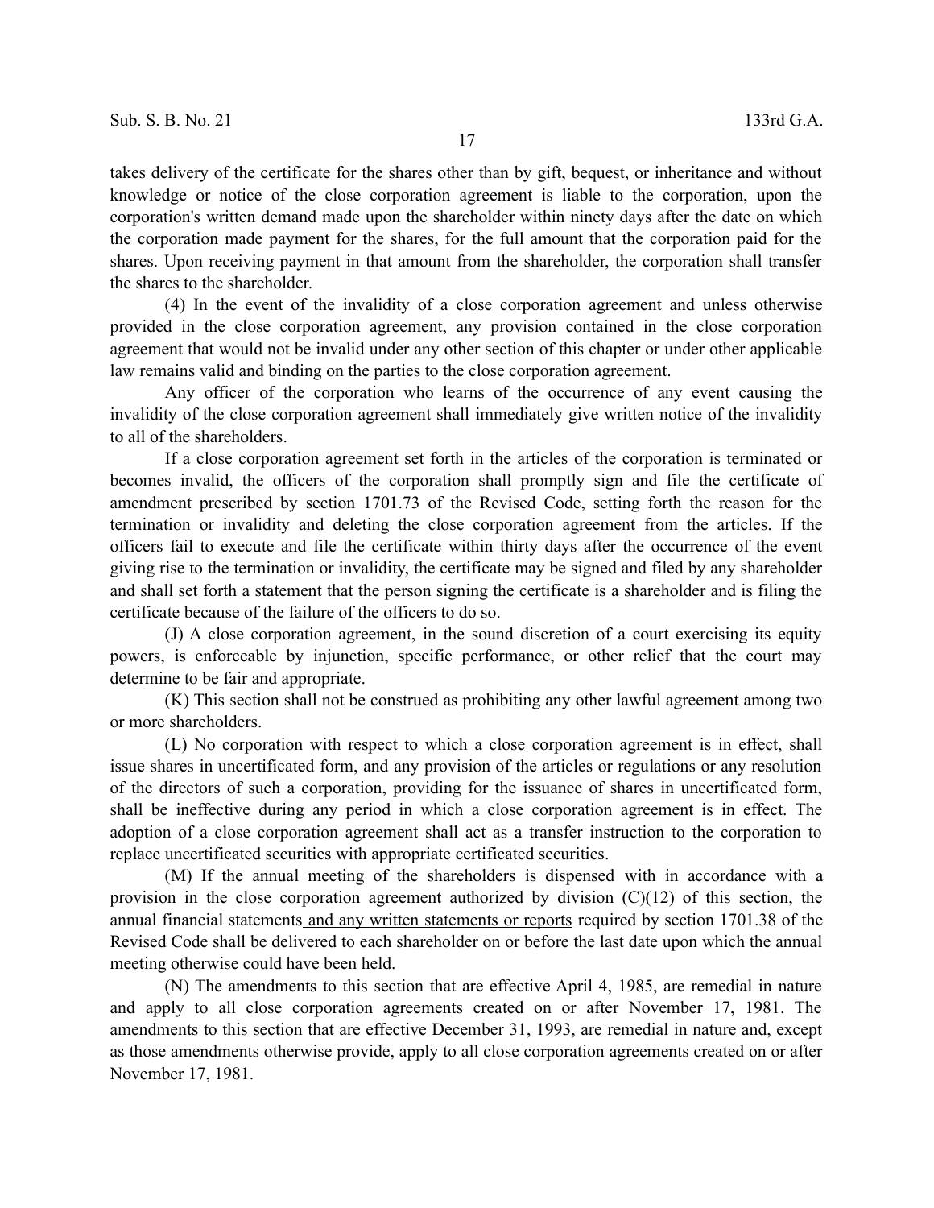takes delivery of the certificate for the shares other than by gift, bequest, or inheritance and without knowledge or notice of the close corporation agreement is liable to the corporation, upon the corporation's written demand made upon the shareholder within ninety days after the date on which the corporation made payment for the shares, for the full amount that the corporation paid for the shares. Upon receiving payment in that amount from the shareholder, the corporation shall transfer the shares to the shareholder.

(4) In the event of the invalidity of a close corporation agreement and unless otherwise provided in the close corporation agreement, any provision contained in the close corporation agreement that would not be invalid under any other section of this chapter or under other applicable law remains valid and binding on the parties to the close corporation agreement.

Any officer of the corporation who learns of the occurrence of any event causing the invalidity of the close corporation agreement shall immediately give written notice of the invalidity to all of the shareholders.

If a close corporation agreement set forth in the articles of the corporation is terminated or becomes invalid, the officers of the corporation shall promptly sign and file the certificate of amendment prescribed by section 1701.73 of the Revised Code, setting forth the reason for the termination or invalidity and deleting the close corporation agreement from the articles. If the officers fail to execute and file the certificate within thirty days after the occurrence of the event giving rise to the termination or invalidity, the certificate may be signed and filed by any shareholder and shall set forth a statement that the person signing the certificate is a shareholder and is filing the certificate because of the failure of the officers to do so.

(J) A close corporation agreement, in the sound discretion of a court exercising its equity powers, is enforceable by injunction, specific performance, or other relief that the court may determine to be fair and appropriate.

(K) This section shall not be construed as prohibiting any other lawful agreement among two or more shareholders.

(L) No corporation with respect to which a close corporation agreement is in effect, shall issue shares in uncertificated form, and any provision of the articles or regulations or any resolution of the directors of such a corporation, providing for the issuance of shares in uncertificated form, shall be ineffective during any period in which a close corporation agreement is in effect. The adoption of a close corporation agreement shall act as a transfer instruction to the corporation to replace uncertificated securities with appropriate certificated securities.

(M) If the annual meeting of the shareholders is dispensed with in accordance with a provision in the close corporation agreement authorized by division (C)(12) of this section, the annual financial statements and any written statements or reports required by section 1701.38 of the Revised Code shall be delivered to each shareholder on or before the last date upon which the annual meeting otherwise could have been held.

(N) The amendments to this section that are effective April 4, 1985, are remedial in nature and apply to all close corporation agreements created on or after November 17, 1981. The amendments to this section that are effective December 31, 1993, are remedial in nature and, except as those amendments otherwise provide, apply to all close corporation agreements created on or after November 17, 1981.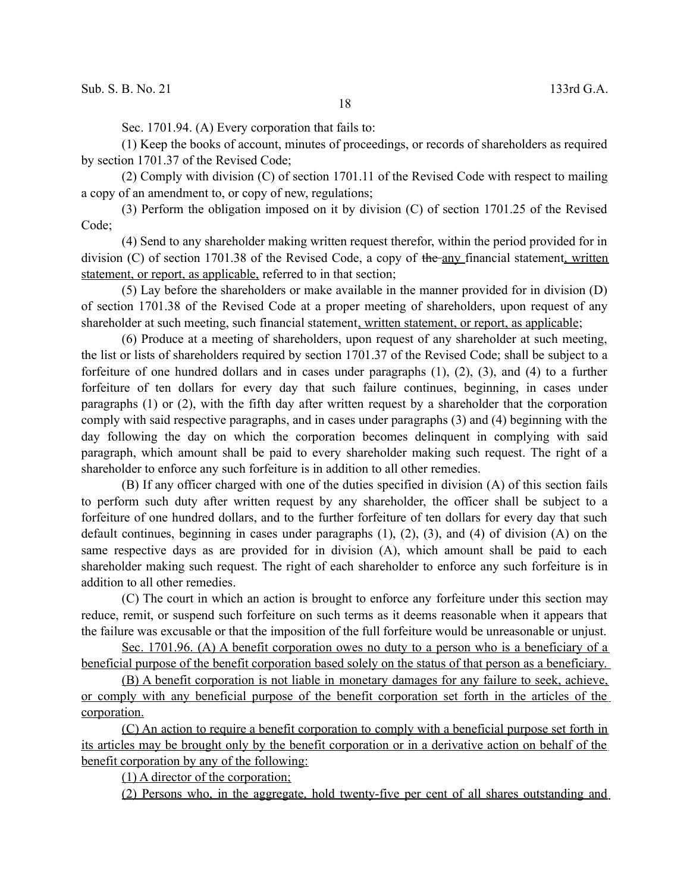Sec. 1701.94. (A) Every corporation that fails to:

(1) Keep the books of account, minutes of proceedings, or records of shareholders as required by section 1701.37 of the Revised Code;

(2) Comply with division (C) of section 1701.11 of the Revised Code with respect to mailing a copy of an amendment to, or copy of new, regulations;

(3) Perform the obligation imposed on it by division (C) of section 1701.25 of the Revised Code;

(4) Send to any shareholder making written request therefor, within the period provided for in division (C) of section 1701.38 of the Revised Code, a copy of ~~the~~ any financial statement, written statement, or report, as applicable, referred to in that section;

(5) Lay before the shareholders or make available in the manner provided for in division (D) of section 1701.38 of the Revised Code at a proper meeting of shareholders, upon request of any shareholder at such meeting, such financial statement, written statement, or report, as applicable;

(6) Produce at a meeting of shareholders, upon request of any shareholder at such meeting, the list or lists of shareholders required by section 1701.37 of the Revised Code; shall be subject to a forfeiture of one hundred dollars and in cases under paragraphs (1), (2), (3), and (4) to a further forfeiture of ten dollars for every day that such failure continues, beginning, in cases under paragraphs (1) or (2), with the fifth day after written request by a shareholder that the corporation comply with said respective paragraphs, and in cases under paragraphs (3) and (4) beginning with the day following the day on which the corporation becomes delinquent in complying with said paragraph, which amount shall be paid to every shareholder making such request. The right of a shareholder to enforce any such forfeiture is in addition to all other remedies.

(B) If any officer charged with one of the duties specified in division (A) of this section fails to perform such duty after written request by any shareholder, the officer shall be subject to a forfeiture of one hundred dollars, and to the further forfeiture of ten dollars for every day that such default continues, beginning in cases under paragraphs (1), (2), (3), and (4) of division (A) on the same respective days as are provided for in division (A), which amount shall be paid to each shareholder making such request. The right of each shareholder to enforce any such forfeiture is in addition to all other remedies.

(C) The court in which an action is brought to enforce any forfeiture under this section may reduce, remit, or suspend such forfeiture on such terms as it deems reasonable when it appears that the failure was excusable or that the imposition of the full forfeiture would be unreasonable or unjust.

Sec. 1701.96. (A) A benefit corporation owes no duty to a person who is a beneficiary of a beneficial purpose of the benefit corporation based solely on the status of that person as a beneficiary.

(B) A benefit corporation is not liable in monetary damages for any failure to seek, achieve, or comply with any beneficial purpose of the benefit corporation set forth in the articles of the corporation.

(C) An action to require a benefit corporation to comply with a beneficial purpose set forth in its articles may be brought only by the benefit corporation or in a derivative action on behalf of the benefit corporation by any of the following:

(1) A director of the corporation;

(2) Persons who, in the aggregate, hold twenty-five per cent of all shares outstanding and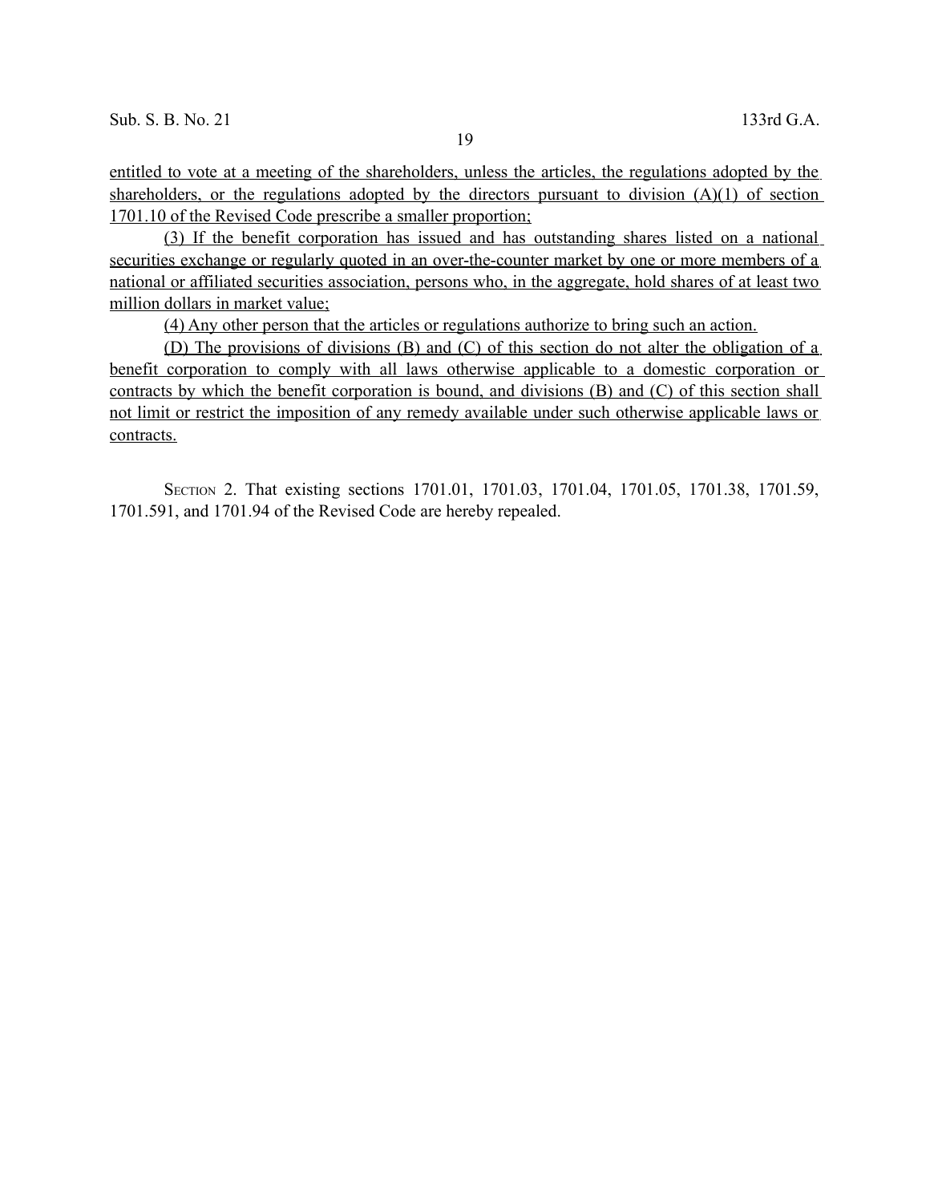entitled to vote at a meeting of the shareholders, unless the articles, the regulations adopted by the shareholders, or the regulations adopted by the directors pursuant to division (A)(1) of section 1701.10 of the Revised Code prescribe a smaller proportion;

(3) If the benefit corporation has issued and has outstanding shares listed on a national securities exchange or regularly quoted in an over-the-counter market by one or more members of a national or affiliated securities association, persons who, in the aggregate, hold shares of at least two million dollars in market value;

(4) Any other person that the articles or regulations authorize to bring such an action.

(D) The provisions of divisions (B) and (C) of this section do not alter the obligation of a benefit corporation to comply with all laws otherwise applicable to a domestic corporation or contracts by which the benefit corporation is bound, and divisions (B) and (C) of this section shall not limit or restrict the imposition of any remedy available under such otherwise applicable laws or contracts.

SECTION 2. That existing sections 1701.01, 1701.03, 1701.04, 1701.05, 1701.38, 1701.59, 1701.591, and 1701.94 of the Revised Code are hereby repealed.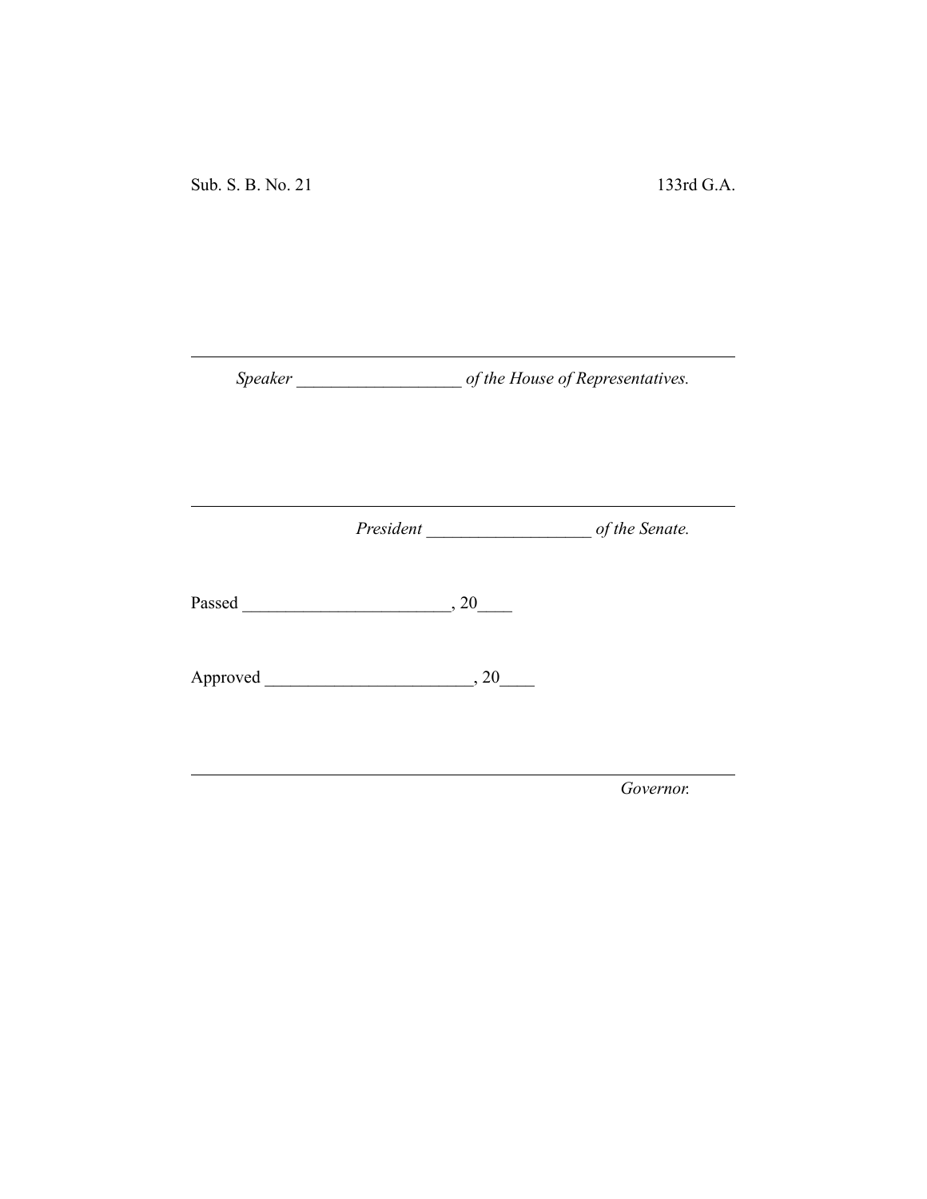Sub. S. B. No. 21 133rd G.A.

---

*Speaker* ___________________ *of the House of Representatives.*

---

*President* ___________________ *of the Senate.*

Passed ________________________, 20____

Approved ________________________, 20____

---

*Governor.*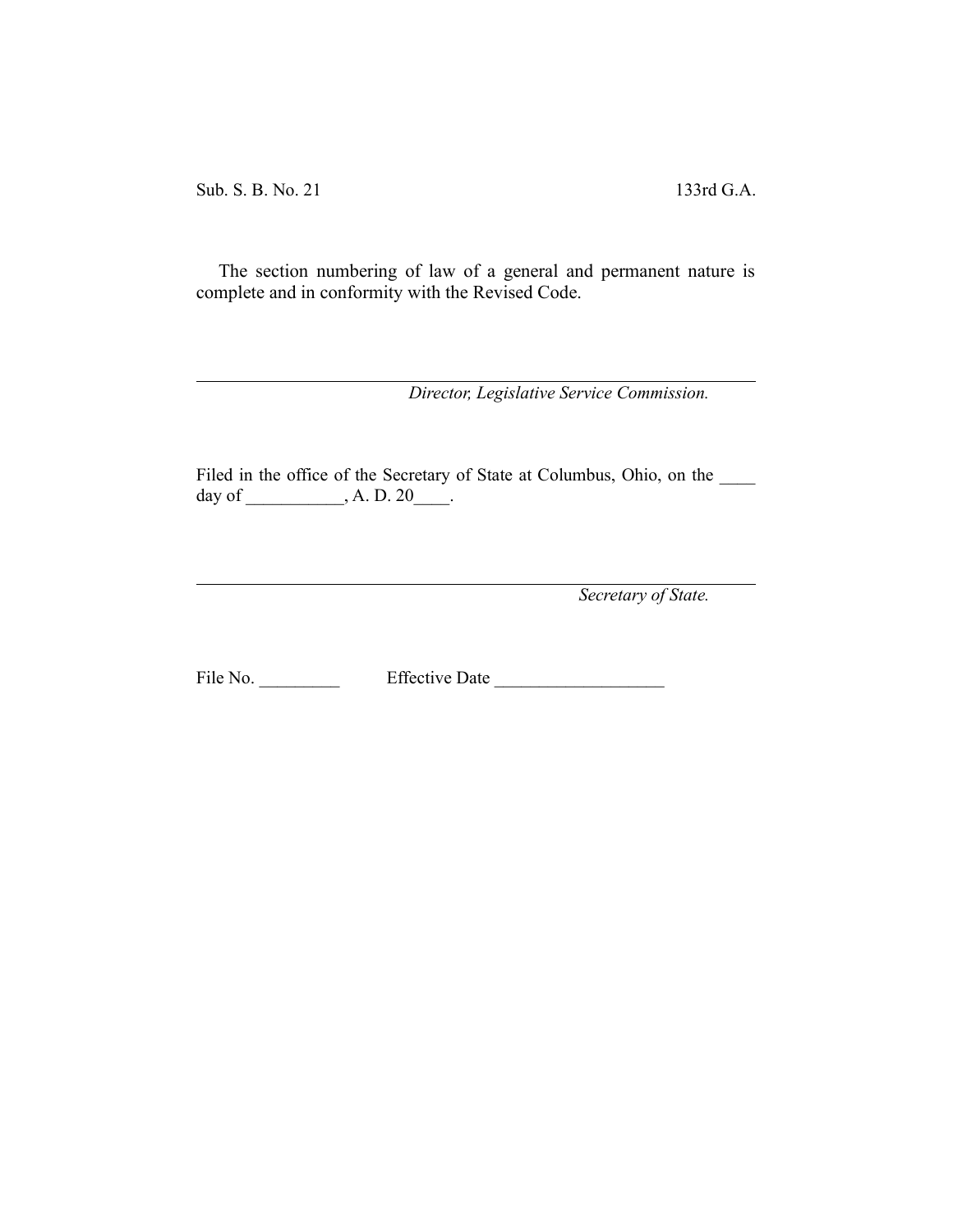Sub. S. B. No. 21 133rd G.A.

The section numbering of law of a general and permanent nature is complete and in conformity with the Revised Code.

______________________________________________________

*Director, Legislative Service Commission.*

Filed in the office of the Secretary of State at Columbus, Ohio, on the ____ day of ___________, A. D. 20____.

______________________________________________________

*Secretary of State.*

File No. _________ Effective Date ___________________